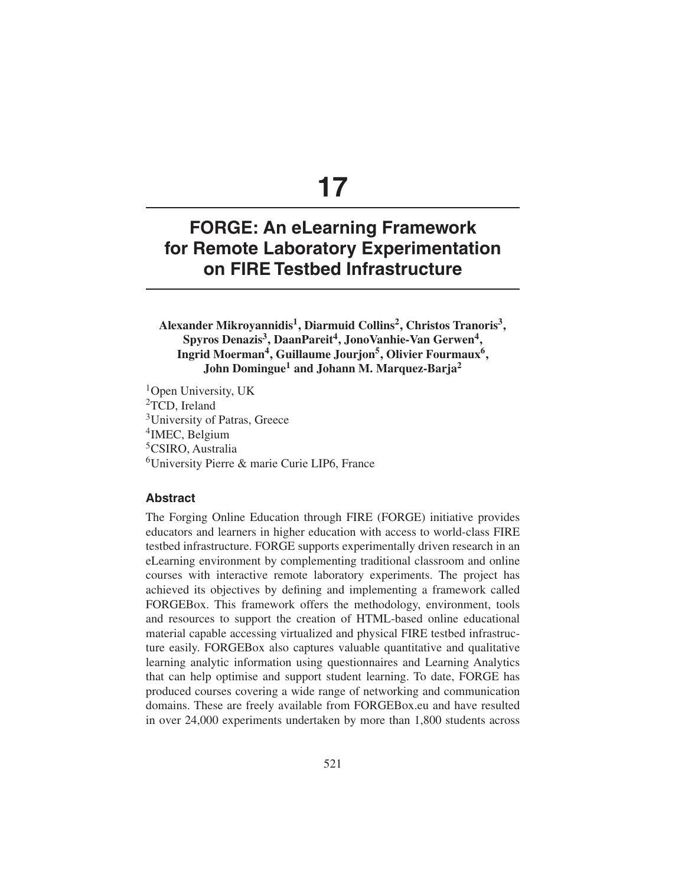# 17

# FORGE: An eLearning Framework for Remote Laboratory Experimentation on FIRE Testbed Infrastructure

**Alexander Mikroyannidis[1], Diarmuid Collins[2], Christos Tranoris[3], Spyros Denazis[3], DaanPareit[4], JonoVanhie-Van Gerwen[4], Ingrid Moerman[4], Guillaume Jourjon[5], Olivier Fourmaux[6], John Domingue[1] and Johann M. Marquez-Barja[2]**

[1]Open University, UK
[2]TCD, Ireland
[3]University of Patras, Greece
[4]IMEC, Belgium
[5]CSIRO, Australia
[6]University Pierre & marie Curie LIP6, France

### Abstract

The Forging Online Education through FIRE (FORGE) initiative provides educators and learners in higher education with access to world-class FIRE testbed infrastructure. FORGE supports experimentally driven research in an eLearning environment by complementing traditional classroom and online courses with interactive remote laboratory experiments. The project has achieved its objectives by defining and implementing a framework called FORGEBox. This framework offers the methodology, environment, tools and resources to support the creation of HTML-based online educational material capable accessing virtualized and physical FIRE testbed infrastructure easily. FORGEBox also captures valuable quantitative and qualitative learning analytic information using questionnaires and Learning Analytics that can help optimise and support student learning. To date, FORGE has produced courses covering a wide range of networking and communication domains. These are freely available from FORGEBox.eu and have resulted in over 24,000 experiments undertaken by more than 1,800 students across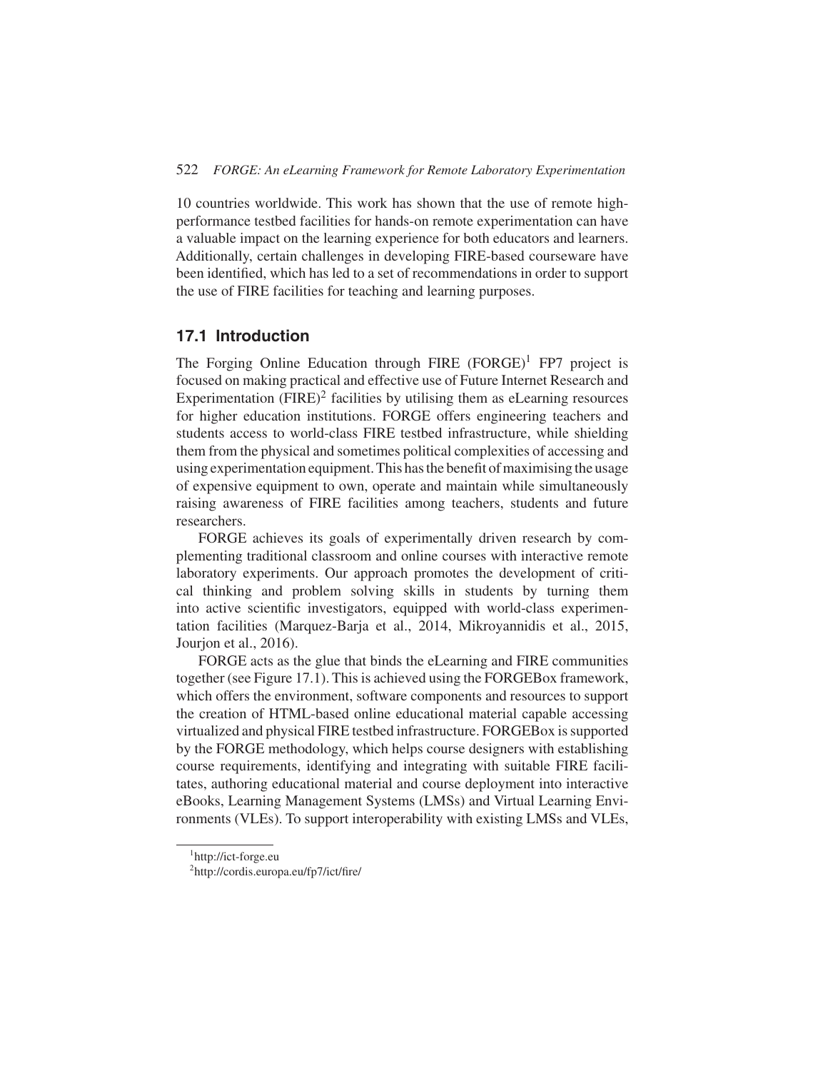10 countries worldwide. This work has shown that the use of remote high-performance testbed facilities for hands-on remote experimentation can have a valuable impact on the learning experience for both educators and learners. Additionally, certain challenges in developing FIRE-based courseware have been identified, which has led to a set of recommendations in order to support the use of FIRE facilities for teaching and learning purposes.

## 17.1 Introduction

The Forging Online Education through FIRE (FORGE)[1] FP7 project is focused on making practical and effective use of Future Internet Research and Experimentation (FIRE)[2] facilities by utilising them as eLearning resources for higher education institutions. FORGE offers engineering teachers and students access to world-class FIRE testbed infrastructure, while shielding them from the physical and sometimes political complexities of accessing and using experimentation equipment. This has the benefit of maximising the usage of expensive equipment to own, operate and maintain while simultaneously raising awareness of FIRE facilities among teachers, students and future researchers.

FORGE achieves its goals of experimentally driven research by complementing traditional classroom and online courses with interactive remote laboratory experiments. Our approach promotes the development of critical thinking and problem solving skills in students by turning them into active scientific investigators, equipped with world-class experimentation facilities (Marquez-Barja et al., 2014, Mikroyannidis et al., 2015, Jourjon et al., 2016).

FORGE acts as the glue that binds the eLearning and FIRE communities together (see Figure 17.1). This is achieved using the FORGEBox framework, which offers the environment, software components and resources to support the creation of HTML-based online educational material capable accessing virtualized and physical FIRE testbed infrastructure. FORGEBox is supported by the FORGE methodology, which helps course designers with establishing course requirements, identifying and integrating with suitable FIRE facilitates, authoring educational material and course deployment into interactive eBooks, Learning Management Systems (LMSs) and Virtual Learning Environments (VLEs). To support interoperability with existing LMSs and VLEs,

[1] http://ict-forge.eu

[2] http://cordis.europa.eu/fp7/ict/fire/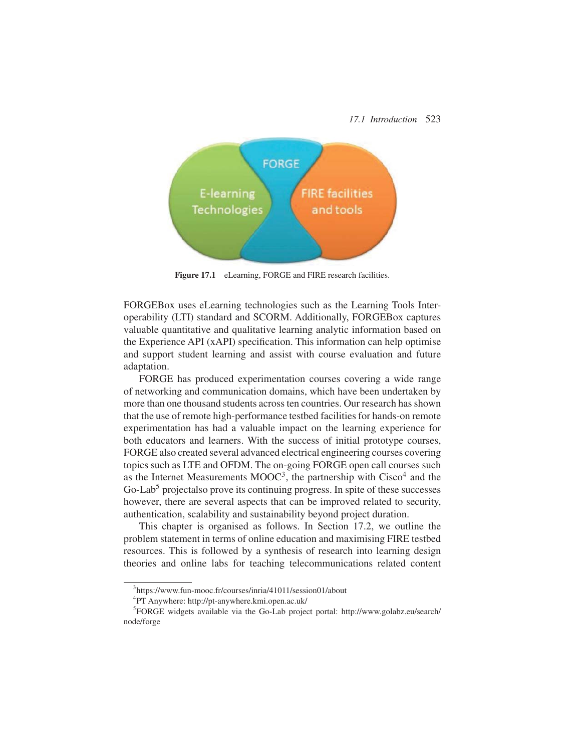Figure 17.1 eLearning, FORGE and FIRE research facilities.

FORGEBox uses eLearning technologies such as the Learning Tools Interoperability (LTI) standard and SCORM. Additionally, FORGEBox captures valuable quantitative and qualitative learning analytic information based on the Experience API (xAPI) specification. This information can help optimise and support student learning and assist with course evaluation and future adaptation.

FORGE has produced experimentation courses covering a wide range of networking and communication domains, which have been undertaken by more than one thousand students across ten countries. Our research has shown that the use of remote high-performance testbed facilities for hands-on remote experimentation has had a valuable impact on the learning experience for both educators and learners. With the success of initial prototype courses, FORGE also created several advanced electrical engineering courses covering topics such as LTE and OFDM. The on-going FORGE open call courses such as the Internet Measurements MOOC[3], the partnership with Cisco[4] and the Go-Lab[5] projectalso prove its continuing progress. In spite of these successes however, there are several aspects that can be improved related to security, authentication, scalability and sustainability beyond project duration.

This chapter is organised as follows. In Section 17.2, we outline the problem statement in terms of online education and maximising FIRE testbed resources. This is followed by a synthesis of research into learning design theories and online labs for teaching telecommunications related content

---

[3] https://www.fun-mooc.fr/courses/inria/41011/session01/about

[4] PT Anywhere: http://pt-anywhere.kmi.open.ac.uk/

[5] FORGE widgets available via the Go-Lab project portal: http://www.golabz.eu/search/node/forge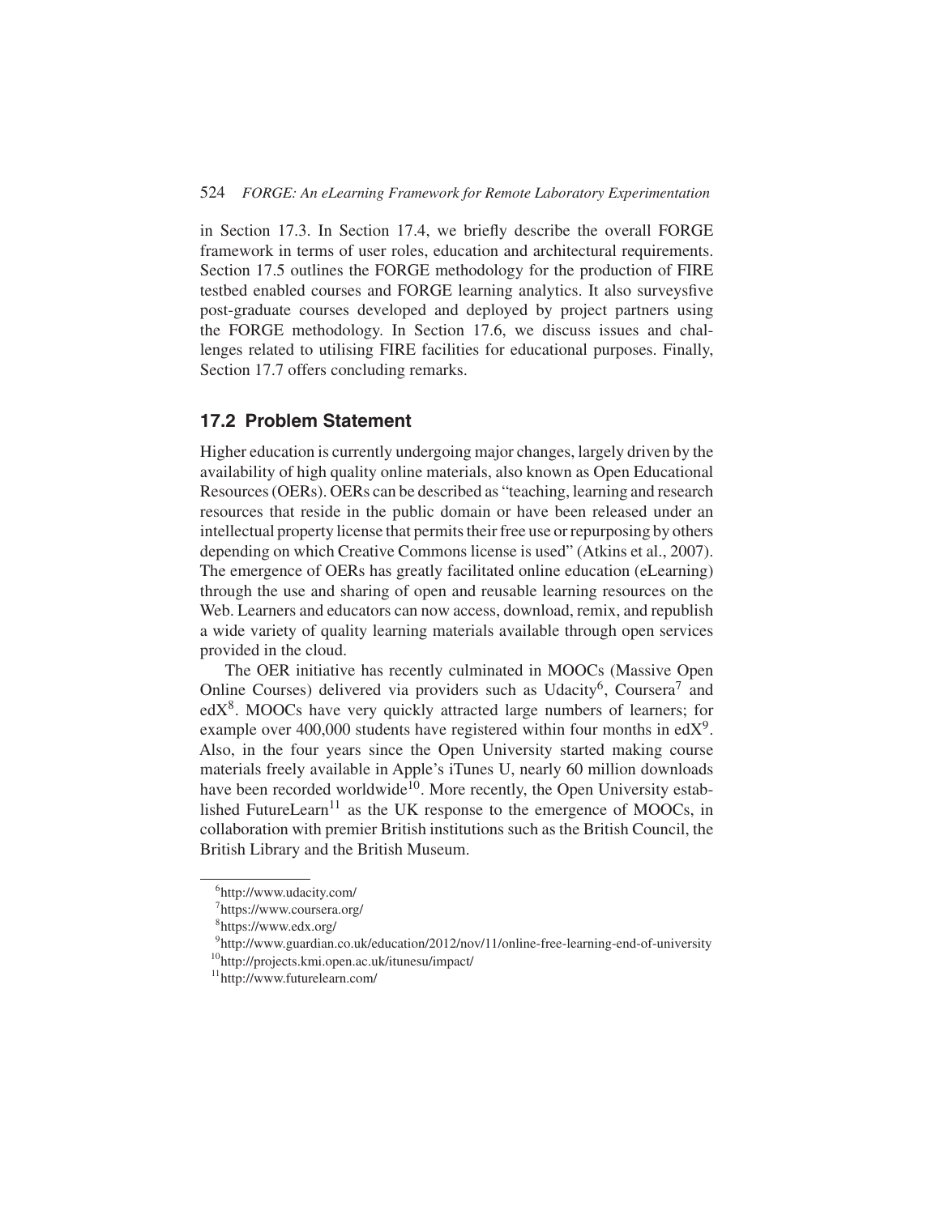in Section 17.3. In Section 17.4, we briefly describe the overall FORGE framework in terms of user roles, education and architectural requirements. Section 17.5 outlines the FORGE methodology for the production of FIRE testbed enabled courses and FORGE learning analytics. It also surveysfive post-graduate courses developed and deployed by project partners using the FORGE methodology. In Section 17.6, we discuss issues and challenges related to utilising FIRE facilities for educational purposes. Finally, Section 17.7 offers concluding remarks.

## 17.2 Problem Statement

Higher education is currently undergoing major changes, largely driven by the availability of high quality online materials, also known as Open Educational Resources (OERs). OERs can be described as "teaching, learning and research resources that reside in the public domain or have been released under an intellectual property license that permits their free use or repurposing by others depending on which Creative Commons license is used" (Atkins et al., 2007). The emergence of OERs has greatly facilitated online education (eLearning) through the use and sharing of open and reusable learning resources on the Web. Learners and educators can now access, download, remix, and republish a wide variety of quality learning materials available through open services provided in the cloud.

The OER initiative has recently culminated in MOOCs (Massive Open Online Courses) delivered via providers such as Udacity[6], Coursera[7] and edX[8]. MOOCs have very quickly attracted large numbers of learners; for example over 400,000 students have registered within four months in edX[9]. Also, in the four years since the Open University started making course materials freely available in Apple's iTunes U, nearly 60 million downloads have been recorded worldwide[10]. More recently, the Open University established FutureLearn[11] as the UK response to the emergence of MOOCs, in collaboration with premier British institutions such as the British Council, the British Library and the British Museum.

[6] http://www.udacity.com/

[7] https://www.coursera.org/

[8] https://www.edx.org/

[9] http://www.guardian.co.uk/education/2012/nov/11/online-free-learning-end-of-university

[10] http://projects.kmi.open.ac.uk/itunesu/impact/

[11] http://www.futurelearn.com/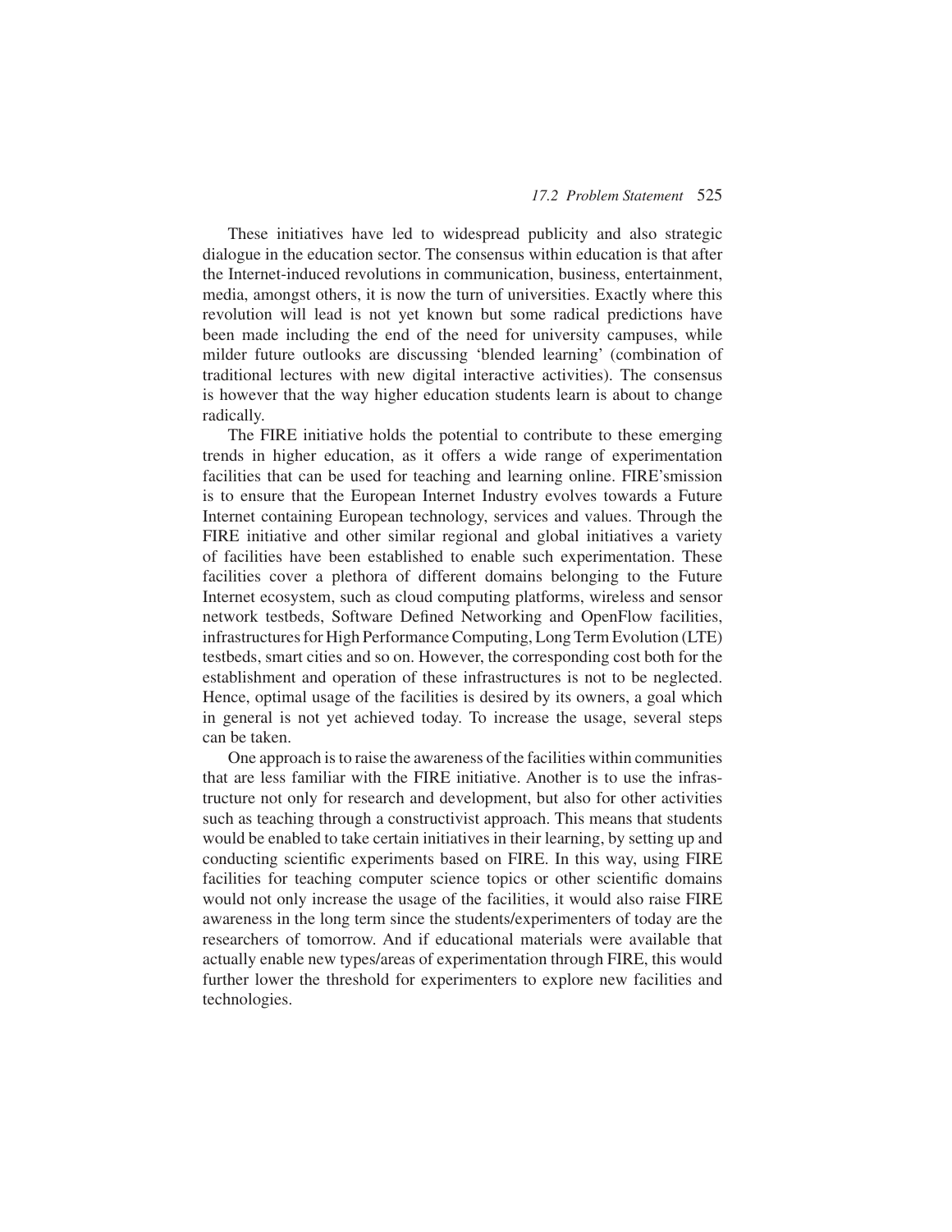These initiatives have led to widespread publicity and also strategic dialogue in the education sector. The consensus within education is that after the Internet-induced revolutions in communication, business, entertainment, media, amongst others, it is now the turn of universities. Exactly where this revolution will lead is not yet known but some radical predictions have been made including the end of the need for university campuses, while milder future outlooks are discussing 'blended learning' (combination of traditional lectures with new digital interactive activities). The consensus is however that the way higher education students learn is about to change radically.

The FIRE initiative holds the potential to contribute to these emerging trends in higher education, as it offers a wide range of experimentation facilities that can be used for teaching and learning online. FIRE'smission is to ensure that the European Internet Industry evolves towards a Future Internet containing European technology, services and values. Through the FIRE initiative and other similar regional and global initiatives a variety of facilities have been established to enable such experimentation. These facilities cover a plethora of different domains belonging to the Future Internet ecosystem, such as cloud computing platforms, wireless and sensor network testbeds, Software Defined Networking and OpenFlow facilities, infrastructures for High Performance Computing, Long Term Evolution (LTE) testbeds, smart cities and so on. However, the corresponding cost both for the establishment and operation of these infrastructures is not to be neglected. Hence, optimal usage of the facilities is desired by its owners, a goal which in general is not yet achieved today. To increase the usage, several steps can be taken.

One approach is to raise the awareness of the facilities within communities that are less familiar with the FIRE initiative. Another is to use the infrastructure not only for research and development, but also for other activities such as teaching through a constructivist approach. This means that students would be enabled to take certain initiatives in their learning, by setting up and conducting scientific experiments based on FIRE. In this way, using FIRE facilities for teaching computer science topics or other scientific domains would not only increase the usage of the facilities, it would also raise FIRE awareness in the long term since the students/experimenters of today are the researchers of tomorrow. And if educational materials were available that actually enable new types/areas of experimentation through FIRE, this would further lower the threshold for experimenters to explore new facilities and technologies.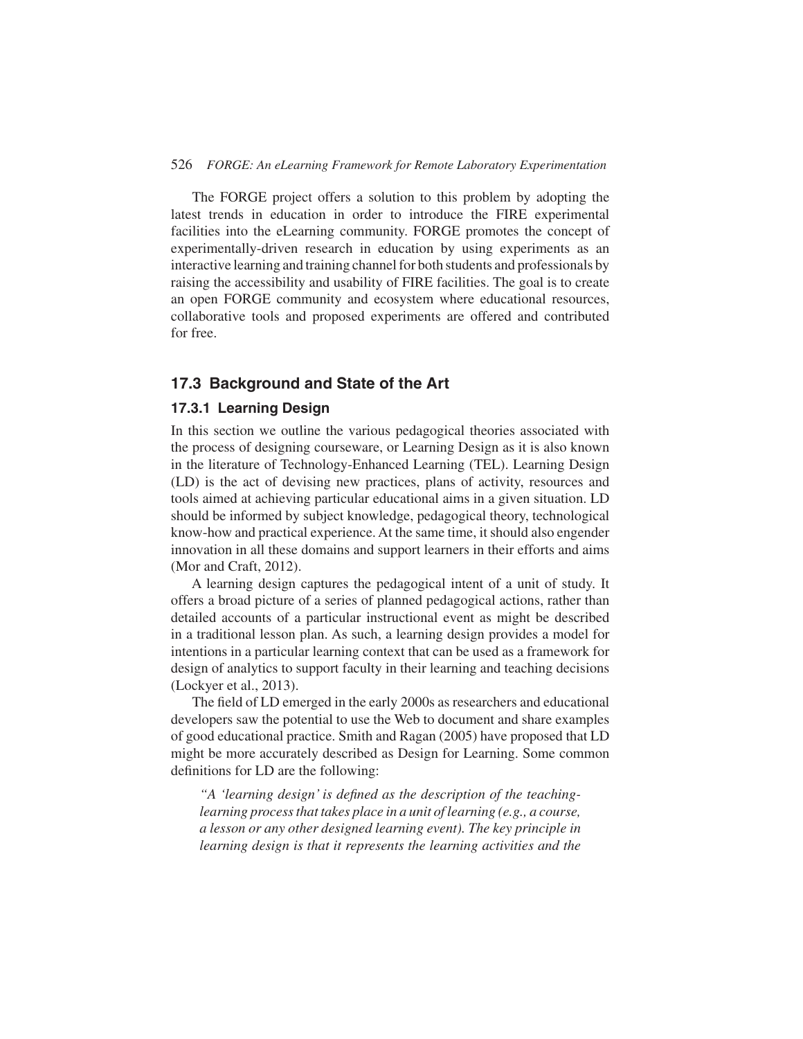The FORGE project offers a solution to this problem by adopting the latest trends in education in order to introduce the FIRE experimental facilities into the eLearning community. FORGE promotes the concept of experimentally-driven research in education by using experiments as an interactive learning and training channel for both students and professionals by raising the accessibility and usability of FIRE facilities. The goal is to create an open FORGE community and ecosystem where educational resources, collaborative tools and proposed experiments are offered and contributed for free.

## 17.3 Background and State of the Art

### 17.3.1 Learning Design

In this section we outline the various pedagogical theories associated with the process of designing courseware, or Learning Design as it is also known in the literature of Technology-Enhanced Learning (TEL). Learning Design (LD) is the act of devising new practices, plans of activity, resources and tools aimed at achieving particular educational aims in a given situation. LD should be informed by subject knowledge, pedagogical theory, technological know-how and practical experience. At the same time, it should also engender innovation in all these domains and support learners in their efforts and aims (Mor and Craft, 2012).

A learning design captures the pedagogical intent of a unit of study. It offers a broad picture of a series of planned pedagogical actions, rather than detailed accounts of a particular instructional event as might be described in a traditional lesson plan. As such, a learning design provides a model for intentions in a particular learning context that can be used as a framework for design of analytics to support faculty in their learning and teaching decisions (Lockyer et al., 2013).

The field of LD emerged in the early 2000s as researchers and educational developers saw the potential to use the Web to document and share examples of good educational practice. Smith and Ragan (2005) have proposed that LD might be more accurately described as Design for Learning. Some common definitions for LD are the following:

> *"A 'learning design' is defined as the description of the teaching-learning process that takes place in a unit of learning (e.g., a course, a lesson or any other designed learning event). The key principle in learning design is that it represents the learning activities and the*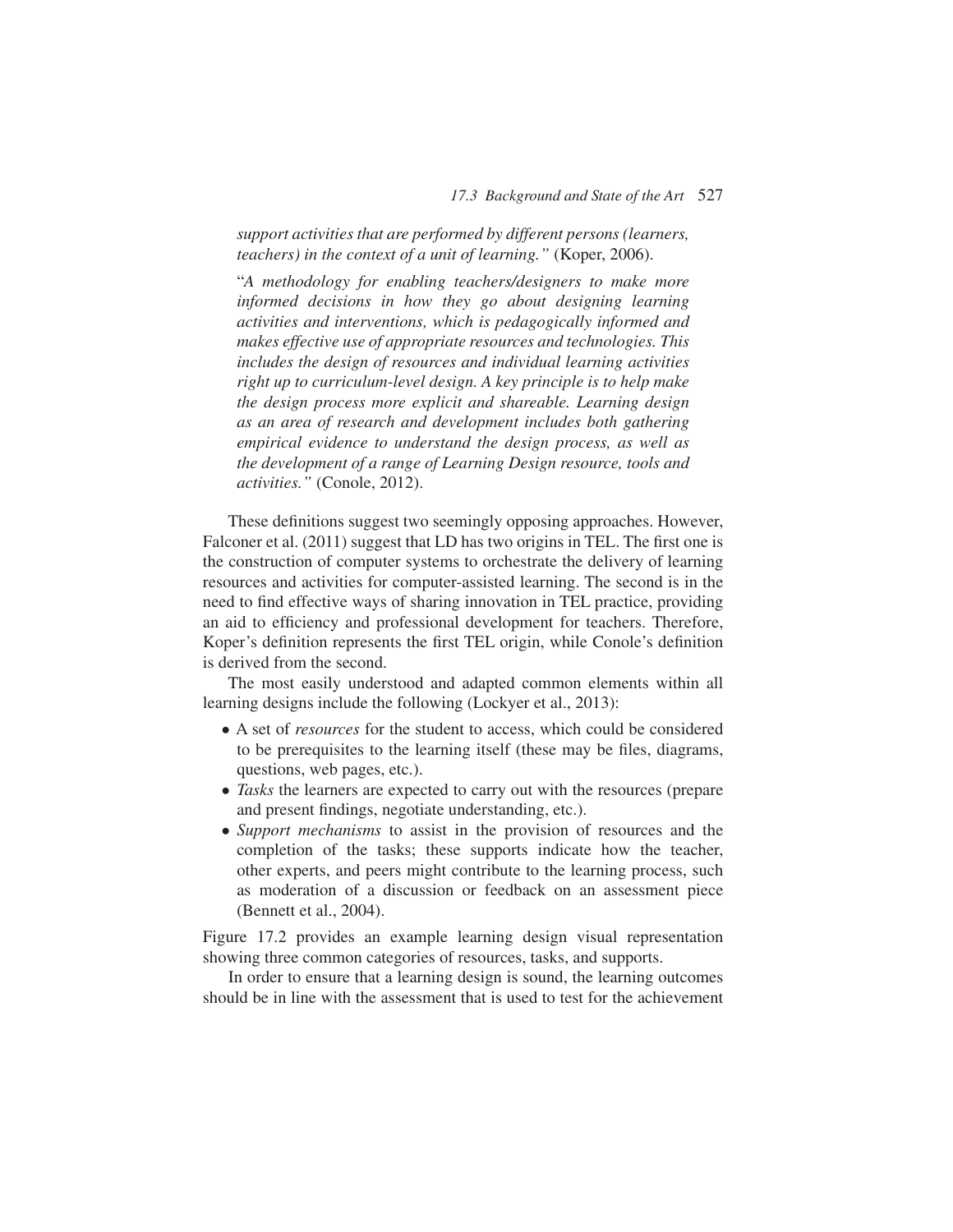*support activities that are performed by different persons (learners, teachers) in the context of a unit of learning."* (Koper, 2006).

"*A methodology for enabling teachers/designers to make more informed decisions in how they go about designing learning activities and interventions, which is pedagogically informed and makes effective use of appropriate resources and technologies. This includes the design of resources and individual learning activities right up to curriculum-level design. A key principle is to help make the design process more explicit and shareable. Learning design as an area of research and development includes both gathering empirical evidence to understand the design process, as well as the development of a range of Learning Design resource, tools and activities."* (Conole, 2012).

These definitions suggest two seemingly opposing approaches. However, Falconer et al. (2011) suggest that LD has two origins in TEL. The first one is the construction of computer systems to orchestrate the delivery of learning resources and activities for computer-assisted learning. The second is in the need to find effective ways of sharing innovation in TEL practice, providing an aid to efficiency and professional development for teachers. Therefore, Koper's definition represents the first TEL origin, while Conole's definition is derived from the second.

The most easily understood and adapted common elements within all learning designs include the following (Lockyer et al., 2013):

- A set of *resources* for the student to access, which could be considered to be prerequisites to the learning itself (these may be files, diagrams, questions, web pages, etc.).
- *Tasks* the learners are expected to carry out with the resources (prepare and present findings, negotiate understanding, etc.).
- *Support mechanisms* to assist in the provision of resources and the completion of the tasks; these supports indicate how the teacher, other experts, and peers might contribute to the learning process, such as moderation of a discussion or feedback on an assessment piece (Bennett et al., 2004).

Figure 17.2 provides an example learning design visual representation showing three common categories of resources, tasks, and supports.

In order to ensure that a learning design is sound, the learning outcomes should be in line with the assessment that is used to test for the achievement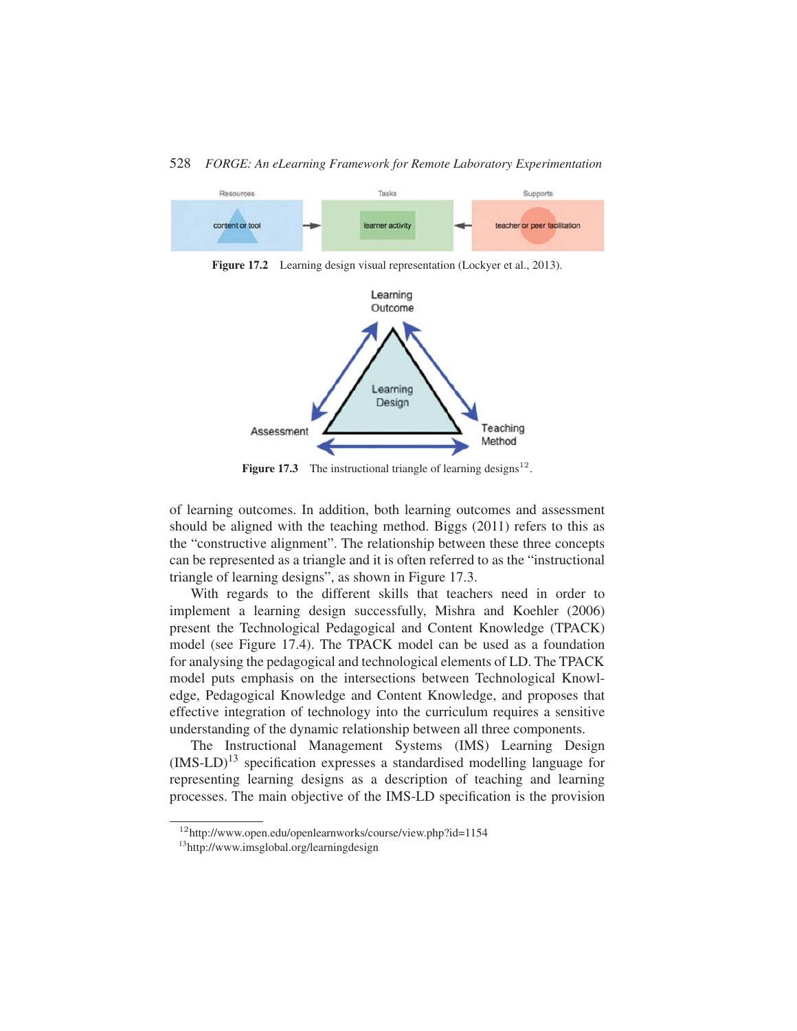**Figure 17.2** Learning design visual representation (Lockyer et al., 2013).

**Figure 17.3** The instructional triangle of learning designs[12].

of learning outcomes. In addition, both learning outcomes and assessment should be aligned with the teaching method. Biggs (2011) refers to this as the "constructive alignment". The relationship between these three concepts can be represented as a triangle and it is often referred to as the "instructional triangle of learning designs", as shown in Figure 17.3.

With regards to the different skills that teachers need in order to implement a learning design successfully, Mishra and Koehler (2006) present the Technological Pedagogical and Content Knowledge (TPACK) model (see Figure 17.4). The TPACK model can be used as a foundation for analysing the pedagogical and technological elements of LD. The TPACK model puts emphasis on the intersections between Technological Knowledge, Pedagogical Knowledge and Content Knowledge, and proposes that effective integration of technology into the curriculum requires a sensitive understanding of the dynamic relationship between all three components.

The Instructional Management Systems (IMS) Learning Design (IMS-LD)[13] specification expresses a standardised modelling language for representing learning designs as a description of teaching and learning processes. The main objective of the IMS-LD specification is the provision

[12] http://www.open.edu/openlearnworks/course/view.php?id=1154

[13] http://www.imsglobal.org/learningdesign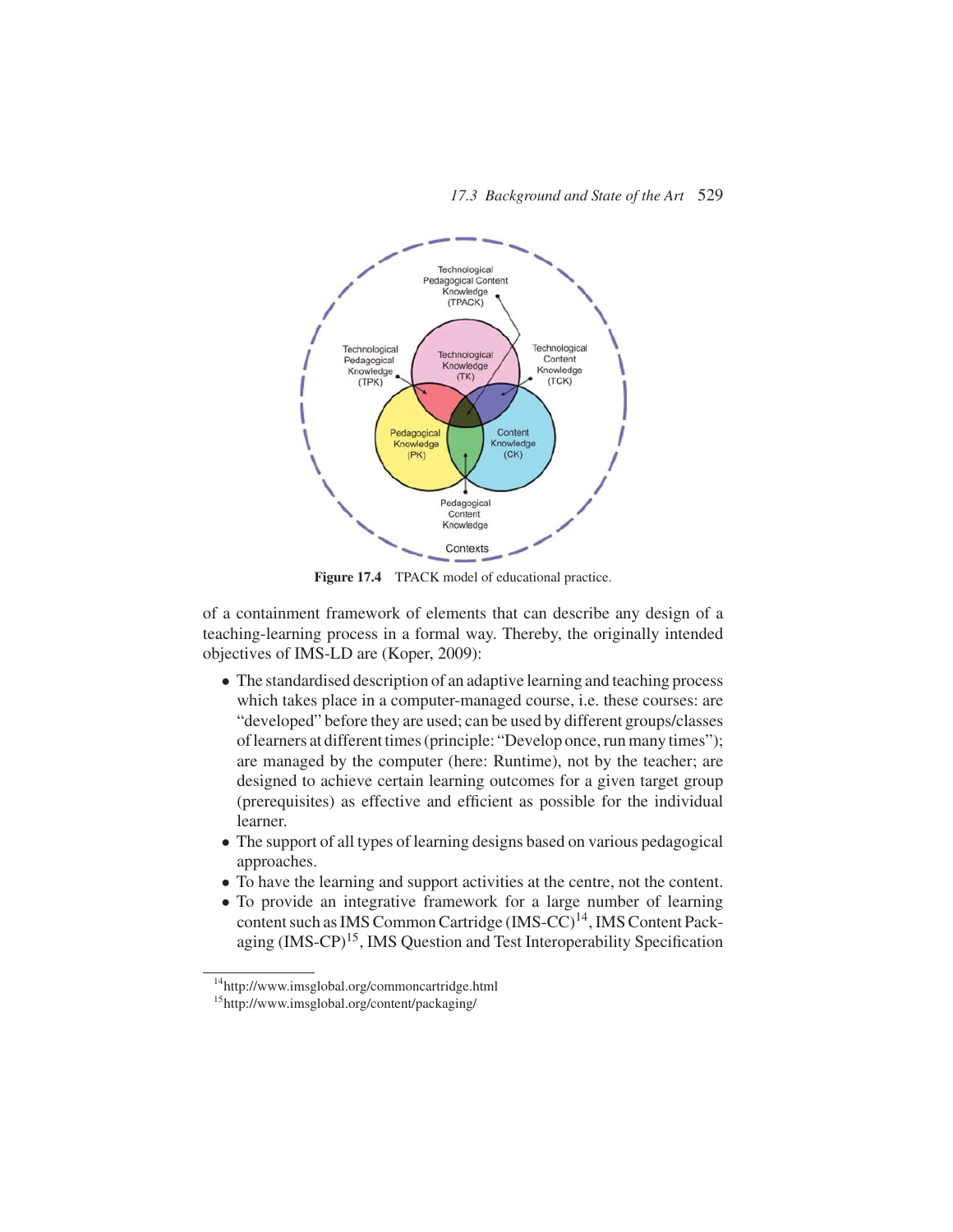Figure 17.4 TPACK model of educational practice.

of a containment framework of elements that can describe any design of a teaching-learning process in a formal way. Thereby, the originally intended objectives of IMS-LD are (Koper, 2009):

- The standardised description of an adaptive learning and teaching process which takes place in a computer-managed course, i.e. these courses: are "developed" before they are used; can be used by different groups/classes of learners at different times (principle: "Develop once, run many times"); are managed by the computer (here: Runtime), not by the teacher; are designed to achieve certain learning outcomes for a given target group (prerequisites) as effective and efficient as possible for the individual learner.
- The support of all types of learning designs based on various pedagogical approaches.
- To have the learning and support activities at the centre, not the content.
- To provide an integrative framework for a large number of learning content such as IMS Common Cartridge (IMS-CC)[14], IMS Content Packaging (IMS-CP)[15], IMS Question and Test Interoperability Specification

[14] http://www.imsglobal.org/commoncartridge.html

[15] http://www.imsglobal.org/content/packaging/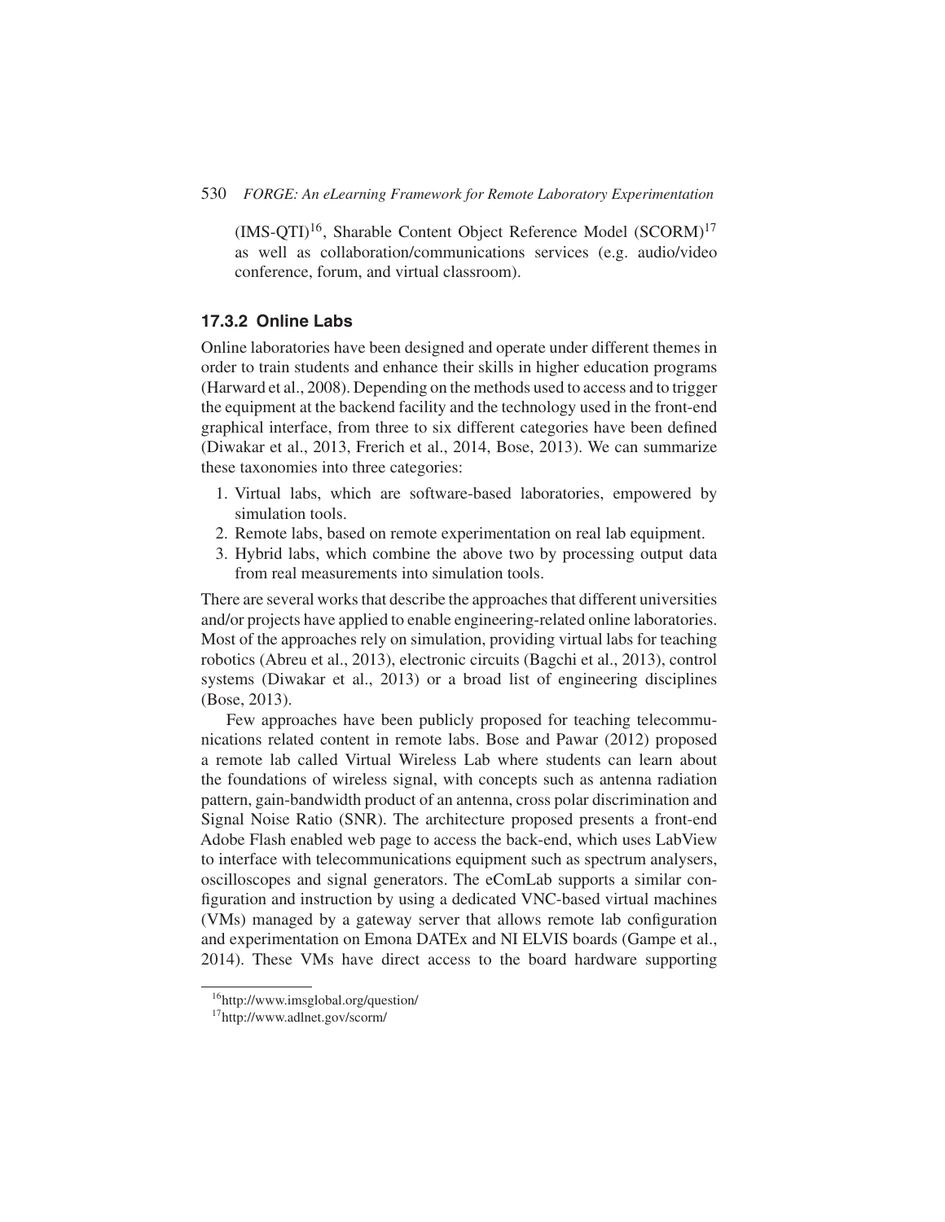(IMS-QTI)[16], Sharable Content Object Reference Model (SCORM)[17] as well as collaboration/communications services (e.g. audio/video conference, forum, and virtual classroom).

### 17.3.2 Online Labs

Online laboratories have been designed and operate under different themes in order to train students and enhance their skills in higher education programs (Harward et al., 2008). Depending on the methods used to access and to trigger the equipment at the backend facility and the technology used in the front-end graphical interface, from three to six different categories have been defined (Diwakar et al., 2013, Frerich et al., 2014, Bose, 2013). We can summarize these taxonomies into three categories:

1. Virtual labs, which are software-based laboratories, empowered by simulation tools.
2. Remote labs, based on remote experimentation on real lab equipment.
3. Hybrid labs, which combine the above two by processing output data from real measurements into simulation tools.

There are several works that describe the approaches that different universities and/or projects have applied to enable engineering-related online laboratories. Most of the approaches rely on simulation, providing virtual labs for teaching robotics (Abreu et al., 2013), electronic circuits (Bagchi et al., 2013), control systems (Diwakar et al., 2013) or a broad list of engineering disciplines (Bose, 2013).

Few approaches have been publicly proposed for teaching telecommunications related content in remote labs. Bose and Pawar (2012) proposed a remote lab called Virtual Wireless Lab where students can learn about the foundations of wireless signal, with concepts such as antenna radiation pattern, gain-bandwidth product of an antenna, cross polar discrimination and Signal Noise Ratio (SNR). The architecture proposed presents a front-end Adobe Flash enabled web page to access the back-end, which uses LabView to interface with telecommunications equipment such as spectrum analysers, oscilloscopes and signal generators. The eComLab supports a similar configuration and instruction by using a dedicated VNC-based virtual machines (VMs) managed by a gateway server that allows remote lab configuration and experimentation on Emona DATEx and NI ELVIS boards (Gampe et al., 2014). These VMs have direct access to the board hardware supporting

[16] http://www.imsglobal.org/question/

[17] http://www.adlnet.gov/scorm/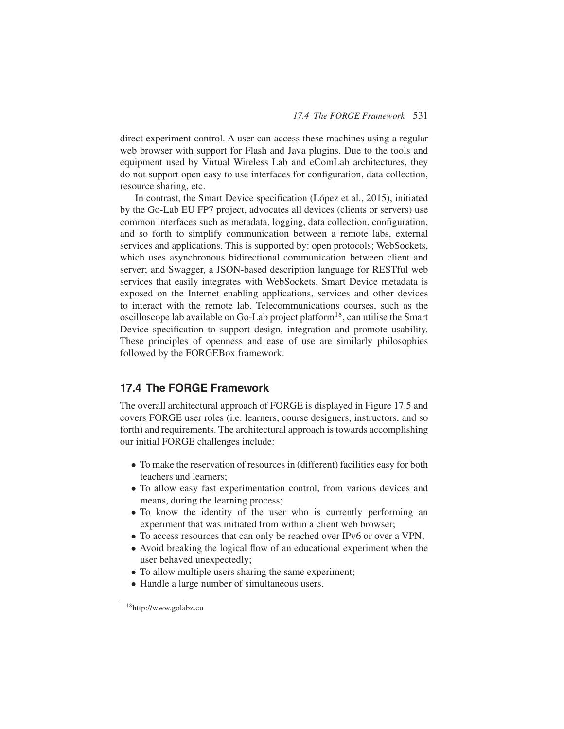direct experiment control. A user can access these machines using a regular web browser with support for Flash and Java plugins. Due to the tools and equipment used by Virtual Wireless Lab and eComLab architectures, they do not support open easy to use interfaces for configuration, data collection, resource sharing, etc.

In contrast, the Smart Device specification (López et al., 2015), initiated by the Go-Lab EU FP7 project, advocates all devices (clients or servers) use common interfaces such as metadata, logging, data collection, configuration, and so forth to simplify communication between a remote labs, external services and applications. This is supported by: open protocols; WebSockets, which uses asynchronous bidirectional communication between client and server; and Swagger, a JSON-based description language for RESTful web services that easily integrates with WebSockets. Smart Device metadata is exposed on the Internet enabling applications, services and other devices to interact with the remote lab. Telecommunications courses, such as the oscilloscope lab available on Go-Lab project platform[18], can utilise the Smart Device specification to support design, integration and promote usability. These principles of openness and ease of use are similarly philosophies followed by the FORGEBox framework.

## 17.4 The FORGE Framework

The overall architectural approach of FORGE is displayed in Figure 17.5 and covers FORGE user roles (i.e. learners, course designers, instructors, and so forth) and requirements. The architectural approach is towards accomplishing our initial FORGE challenges include:

- To make the reservation of resources in (different) facilities easy for both teachers and learners;
- To allow easy fast experimentation control, from various devices and means, during the learning process;
- To know the identity of the user who is currently performing an experiment that was initiated from within a client web browser;
- To access resources that can only be reached over IPv6 or over a VPN;
- Avoid breaking the logical flow of an educational experiment when the user behaved unexpectedly;
- To allow multiple users sharing the same experiment;
- Handle a large number of simultaneous users.

[18]http://www.golabz.eu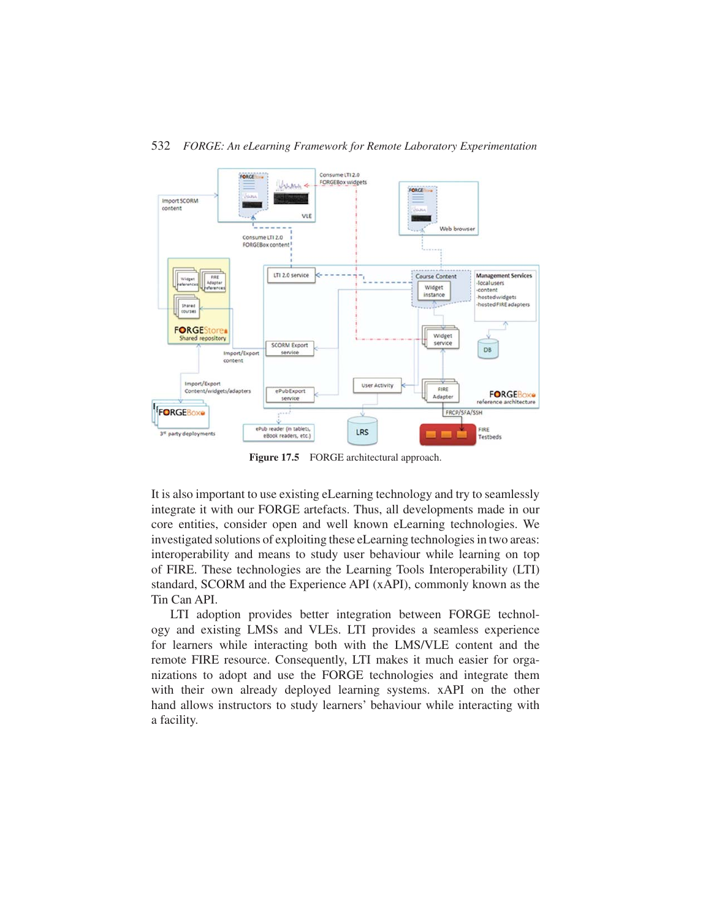Figure 17.5 FORGE architectural approach.

It is also important to use existing eLearning technology and try to seamlessly integrate it with our FORGE artefacts. Thus, all developments made in our core entities, consider open and well known eLearning technologies. We investigated solutions of exploiting these eLearning technologies in two areas: interoperability and means to study user behaviour while learning on top of FIRE. These technologies are the Learning Tools Interoperability (LTI) standard, SCORM and the Experience API (xAPI), commonly known as the Tin Can API.

LTI adoption provides better integration between FORGE technology and existing LMSs and VLEs. LTI provides a seamless experience for learners while interacting both with the LMS/VLE content and the remote FIRE resource. Consequently, LTI makes it much easier for organizations to adopt and use the FORGE technologies and integrate them with their own already deployed learning systems. xAPI on the other hand allows instructors to study learners' behaviour while interacting with a facility.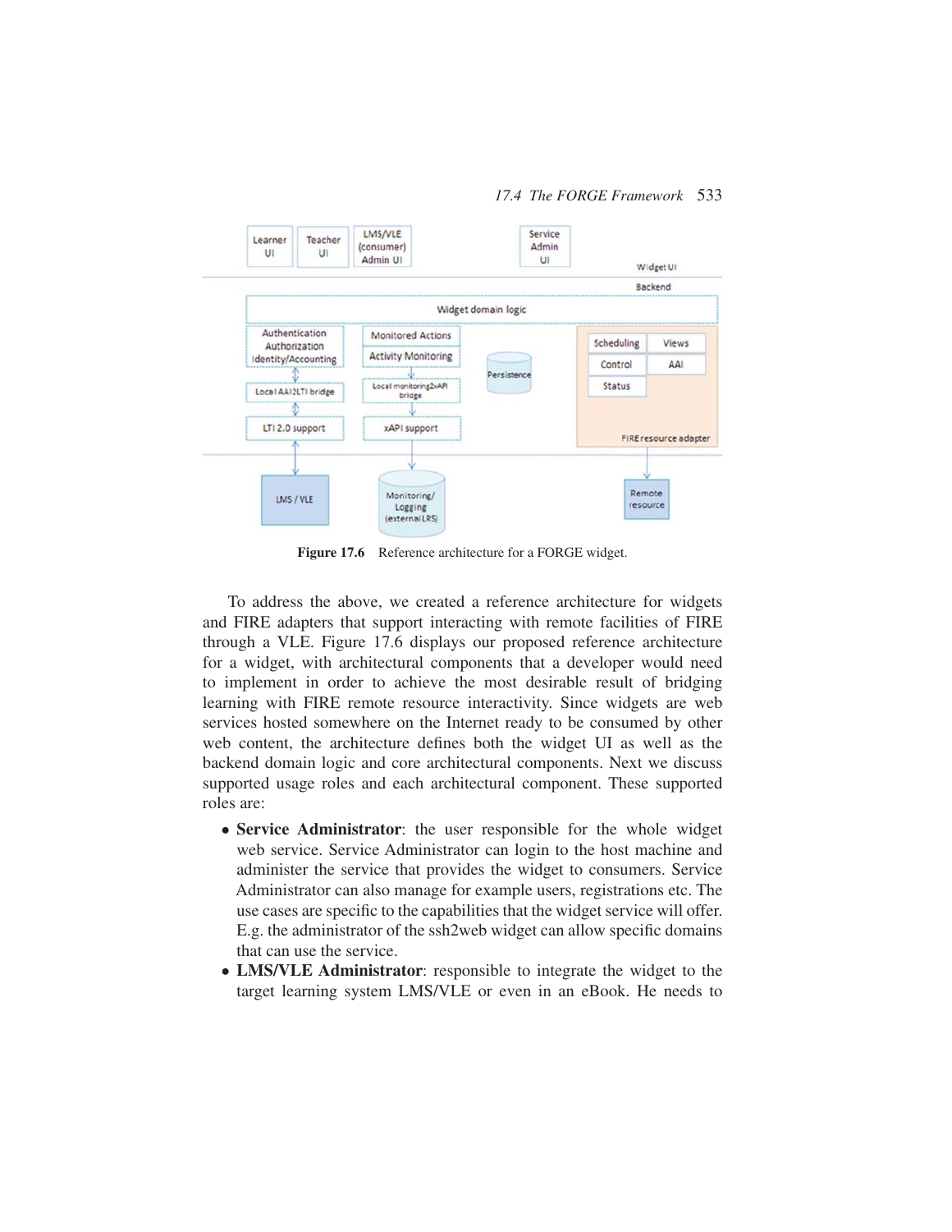Figure 17.6 Reference architecture for a FORGE widget.

To address the above, we created a reference architecture for widgets and FIRE adapters that support interacting with remote facilities of FIRE through a VLE. Figure 17.6 displays our proposed reference architecture for a widget, with architectural components that a developer would need to implement in order to achieve the most desirable result of bridging learning with FIRE remote resource interactivity. Since widgets are web services hosted somewhere on the Internet ready to be consumed by other web content, the architecture defines both the widget UI as well as the backend domain logic and core architectural components. Next we discuss supported usage roles and each architectural component. These supported roles are:

- **Service Administrator**: the user responsible for the whole widget web service. Service Administrator can login to the host machine and administer the service that provides the widget to consumers. Service Administrator can also manage for example users, registrations etc. The use cases are specific to the capabilities that the widget service will offer. E.g. the administrator of the ssh2web widget can allow specific domains that can use the service.
- **LMS/VLE Administrator**: responsible to integrate the widget to the target learning system LMS/VLE or even in an eBook. He needs to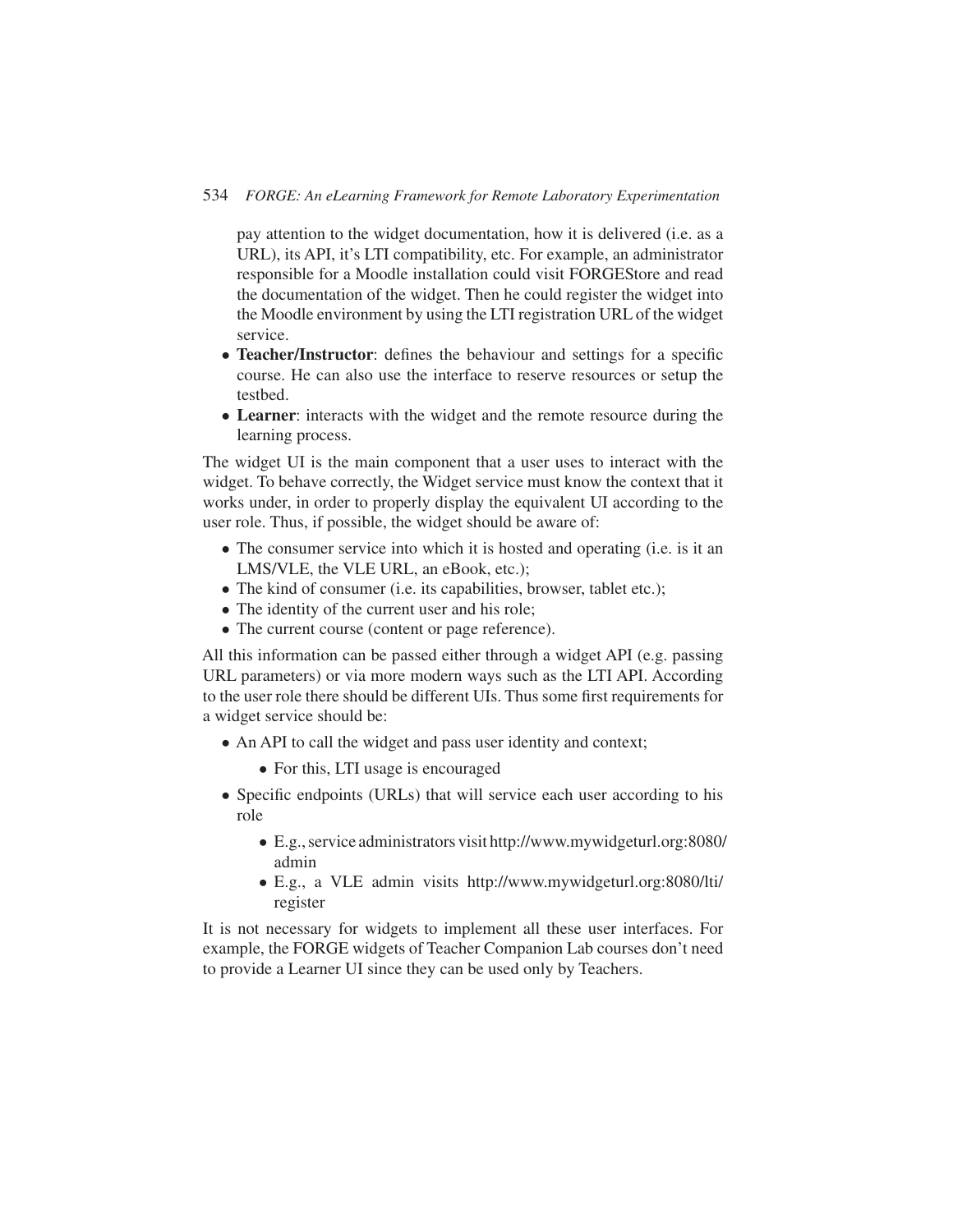pay attention to the widget documentation, how it is delivered (i.e. as a URL), its API, it's LTI compatibility, etc. For example, an administrator responsible for a Moodle installation could visit FORGEStore and read the documentation of the widget. Then he could register the widget into the Moodle environment by using the LTI registration URL of the widget service.

- **Teacher/Instructor**: defines the behaviour and settings for a specific course. He can also use the interface to reserve resources or setup the testbed.
- **Learner**: interacts with the widget and the remote resource during the learning process.

The widget UI is the main component that a user uses to interact with the widget. To behave correctly, the Widget service must know the context that it works under, in order to properly display the equivalent UI according to the user role. Thus, if possible, the widget should be aware of:

- The consumer service into which it is hosted and operating (i.e. is it an LMS/VLE, the VLE URL, an eBook, etc.);
- The kind of consumer (i.e. its capabilities, browser, tablet etc.);
- The identity of the current user and his role;
- The current course (content or page reference).

All this information can be passed either through a widget API (e.g. passing URL parameters) or via more modern ways such as the LTI API. According to the user role there should be different UIs. Thus some first requirements for a widget service should be:

- An API to call the widget and pass user identity and context;
    - For this, LTI usage is encouraged
- Specific endpoints (URLs) that will service each user according to his role
    - E.g., service administrators visit http://www.mywidgeturl.org:8080/admin
    - E.g., a VLE admin visits http://www.mywidgeturl.org:8080/lti/register

It is not necessary for widgets to implement all these user interfaces. For example, the FORGE widgets of Teacher Companion Lab courses don't need to provide a Learner UI since they can be used only by Teachers.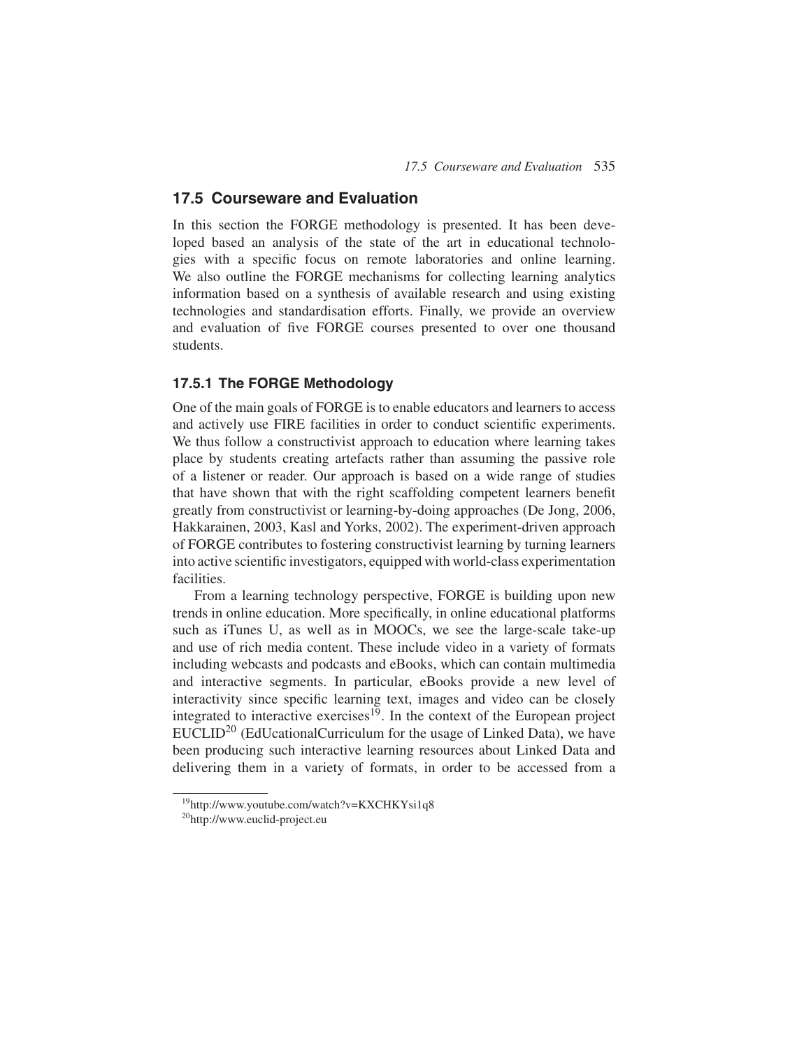## 17.5 Courseware and Evaluation

In this section the FORGE methodology is presented. It has been developed based an analysis of the state of the art in educational technologies with a specific focus on remote laboratories and online learning. We also outline the FORGE mechanisms for collecting learning analytics information based on a synthesis of available research and using existing technologies and standardisation efforts. Finally, we provide an overview and evaluation of five FORGE courses presented to over one thousand students.

### 17.5.1 The FORGE Methodology

One of the main goals of FORGE is to enable educators and learners to access and actively use FIRE facilities in order to conduct scientific experiments. We thus follow a constructivist approach to education where learning takes place by students creating artefacts rather than assuming the passive role of a listener or reader. Our approach is based on a wide range of studies that have shown that with the right scaffolding competent learners benefit greatly from constructivist or learning-by-doing approaches (De Jong, 2006, Hakkarainen, 2003, Kasl and Yorks, 2002). The experiment-driven approach of FORGE contributes to fostering constructivist learning by turning learners into active scientific investigators, equipped with world-class experimentation facilities.

From a learning technology perspective, FORGE is building upon new trends in online education. More specifically, in online educational platforms such as iTunes U, as well as in MOOCs, we see the large-scale take-up and use of rich media content. These include video in a variety of formats including webcasts and podcasts and eBooks, which can contain multimedia and interactive segments. In particular, eBooks provide a new level of interactivity since specific learning text, images and video can be closely integrated to interactive exercises[19]. In the context of the European project EUCLID[20] (EdUcationalCurriculum for the usage of Linked Data), we have been producing such interactive learning resources about Linked Data and delivering them in a variety of formats, in order to be accessed from a

[19] http://www.youtube.com/watch?v=KXCHKYsi1q8

[20] http://www.euclid-project.eu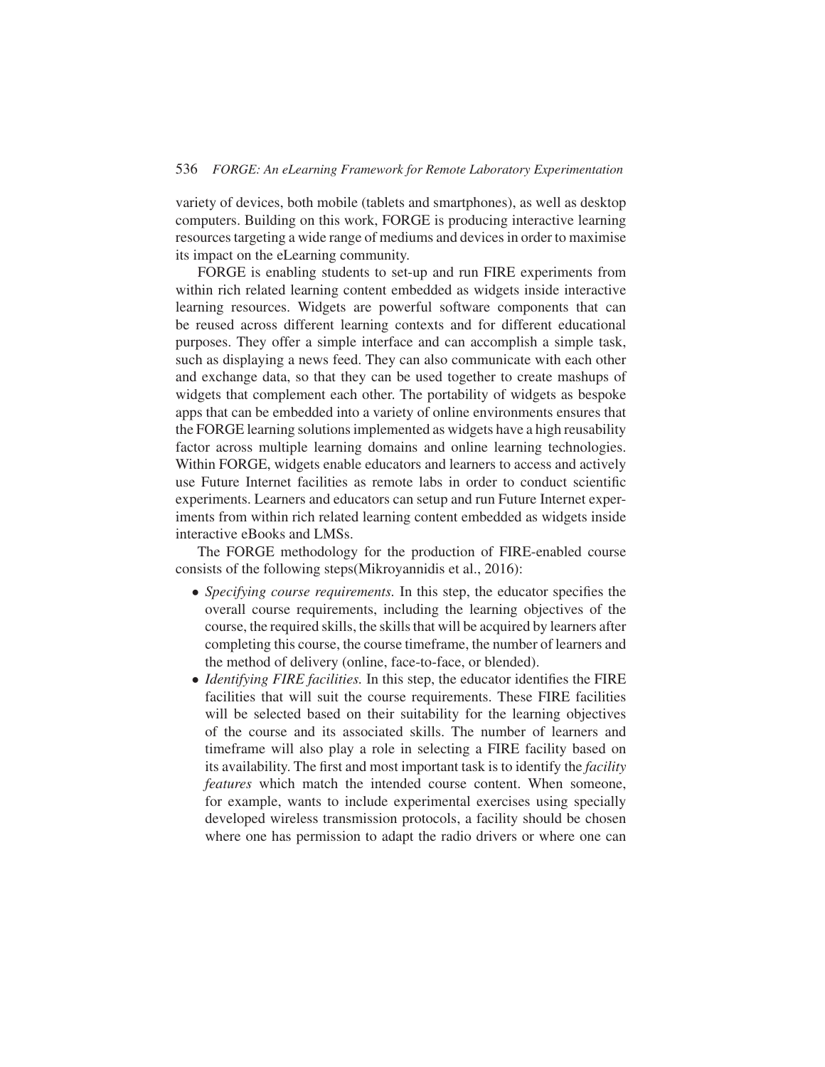variety of devices, both mobile (tablets and smartphones), as well as desktop computers. Building on this work, FORGE is producing interactive learning resources targeting a wide range of mediums and devices in order to maximise its impact on the eLearning community.

FORGE is enabling students to set-up and run FIRE experiments from within rich related learning content embedded as widgets inside interactive learning resources. Widgets are powerful software components that can be reused across different learning contexts and for different educational purposes. They offer a simple interface and can accomplish a simple task, such as displaying a news feed. They can also communicate with each other and exchange data, so that they can be used together to create mashups of widgets that complement each other. The portability of widgets as bespoke apps that can be embedded into a variety of online environments ensures that the FORGE learning solutions implemented as widgets have a high reusability factor across multiple learning domains and online learning technologies. Within FORGE, widgets enable educators and learners to access and actively use Future Internet facilities as remote labs in order to conduct scientific experiments. Learners and educators can setup and run Future Internet experiments from within rich related learning content embedded as widgets inside interactive eBooks and LMSs.

The FORGE methodology for the production of FIRE-enabled course consists of the following steps(Mikroyannidis et al., 2016):

- *Specifying course requirements.* In this step, the educator specifies the overall course requirements, including the learning objectives of the course, the required skills, the skills that will be acquired by learners after completing this course, the course timeframe, the number of learners and the method of delivery (online, face-to-face, or blended).
- *Identifying FIRE facilities.* In this step, the educator identifies the FIRE facilities that will suit the course requirements. These FIRE facilities will be selected based on their suitability for the learning objectives of the course and its associated skills. The number of learners and timeframe will also play a role in selecting a FIRE facility based on its availability. The first and most important task is to identify the *facility features* which match the intended course content. When someone, for example, wants to include experimental exercises using specially developed wireless transmission protocols, a facility should be chosen where one has permission to adapt the radio drivers or where one can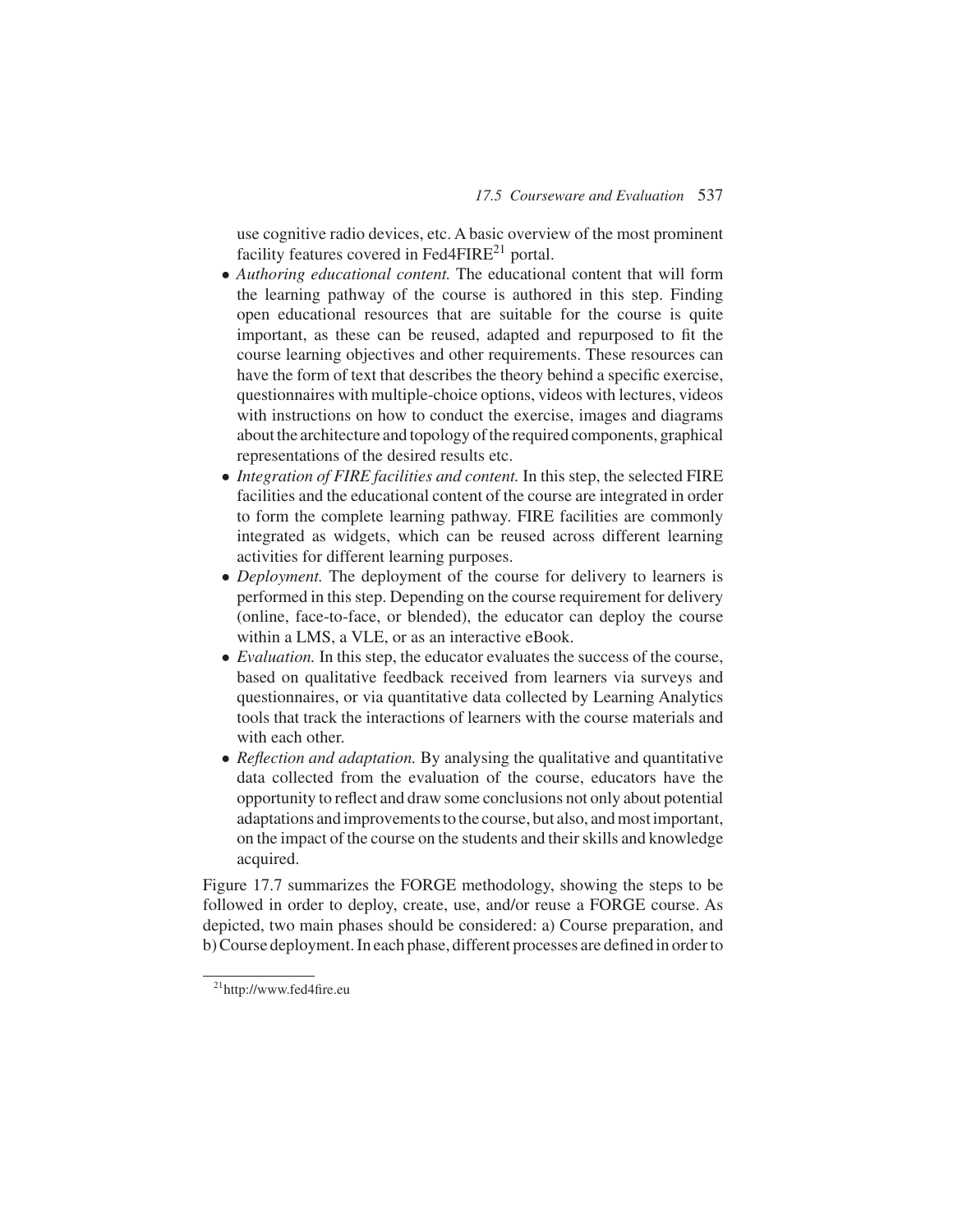use cognitive radio devices, etc. A basic overview of the most prominent facility features covered in Fed4FIRE[21] portal.

- *Authoring educational content.* The educational content that will form the learning pathway of the course is authored in this step. Finding open educational resources that are suitable for the course is quite important, as these can be reused, adapted and repurposed to fit the course learning objectives and other requirements. These resources can have the form of text that describes the theory behind a specific exercise, questionnaires with multiple-choice options, videos with lectures, videos with instructions on how to conduct the exercise, images and diagrams about the architecture and topology of the required components, graphical representations of the desired results etc.
- *Integration of FIRE facilities and content.* In this step, the selected FIRE facilities and the educational content of the course are integrated in order to form the complete learning pathway. FIRE facilities are commonly integrated as widgets, which can be reused across different learning activities for different learning purposes.
- *Deployment.* The deployment of the course for delivery to learners is performed in this step. Depending on the course requirement for delivery (online, face-to-face, or blended), the educator can deploy the course within a LMS, a VLE, or as an interactive eBook.
- *Evaluation.* In this step, the educator evaluates the success of the course, based on qualitative feedback received from learners via surveys and questionnaires, or via quantitative data collected by Learning Analytics tools that track the interactions of learners with the course materials and with each other.
- *Reflection and adaptation.* By analysing the qualitative and quantitative data collected from the evaluation of the course, educators have the opportunity to reflect and draw some conclusions not only about potential adaptations and improvements to the course, but also, and most important, on the impact of the course on the students and their skills and knowledge acquired.

Figure 17.7 summarizes the FORGE methodology, showing the steps to be followed in order to deploy, create, use, and/or reuse a FORGE course. As depicted, two main phases should be considered: a) Course preparation, and b) Course deployment. In each phase, different processes are defined in order to

[21] http://www.fed4fire.eu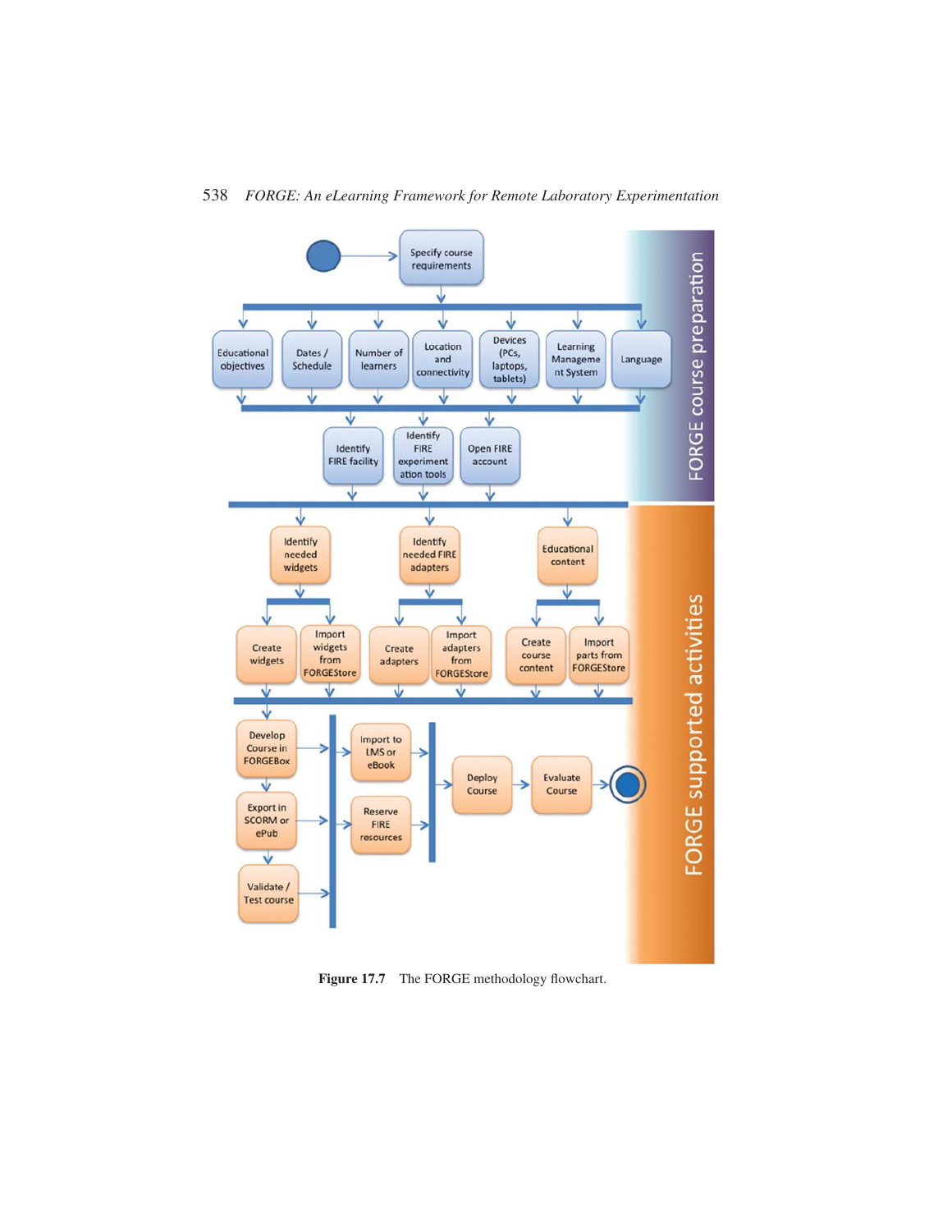Figure 17.7 The FORGE methodology flowchart.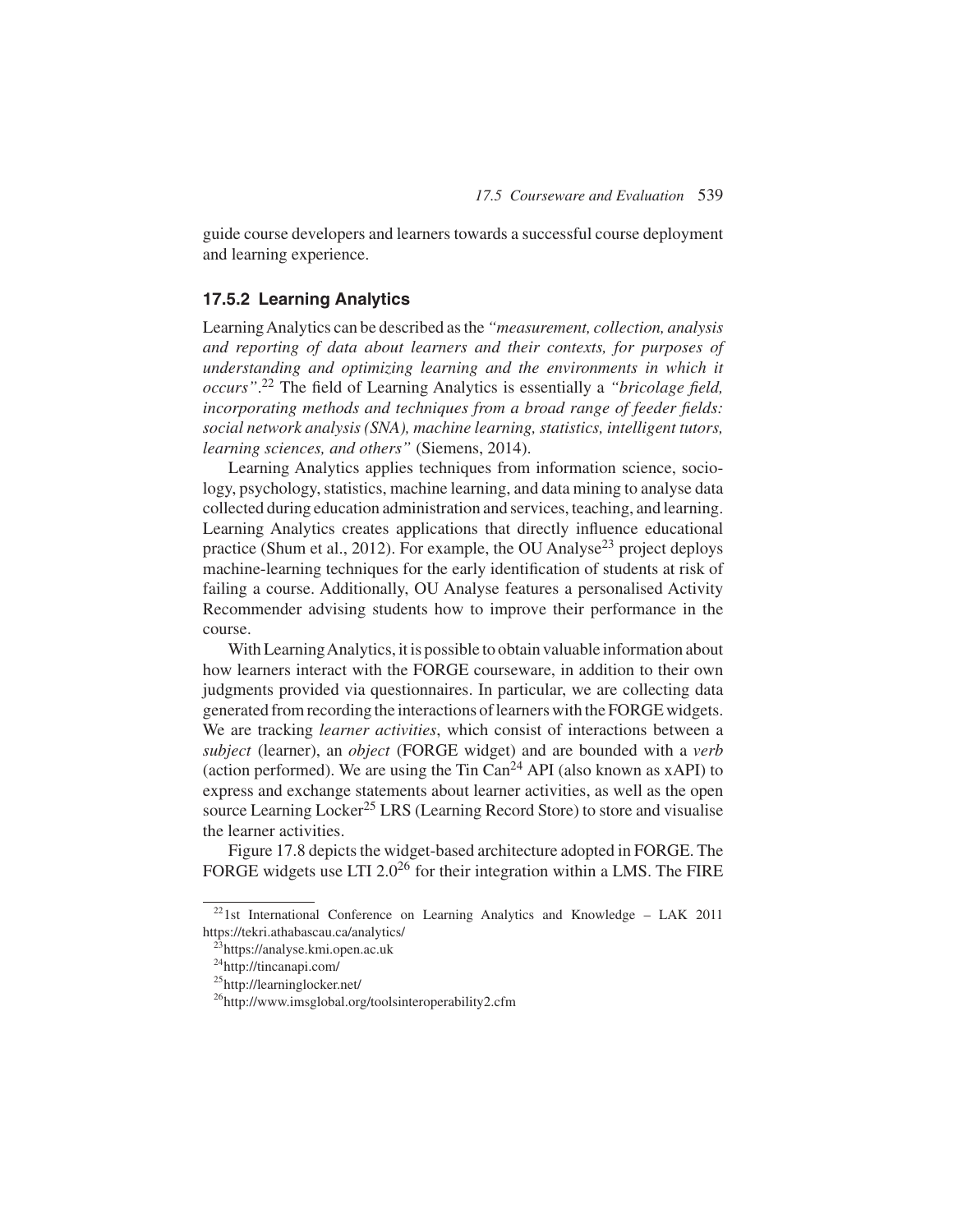guide course developers and learners towards a successful course deployment and learning experience.

### 17.5.2 Learning Analytics

Learning Analytics can be described as the *"measurement, collection, analysis and reporting of data about learners and their contexts, for purposes of understanding and optimizing learning and the environments in which it occurs"*.[22] The field of Learning Analytics is essentially a *"bricolage field, incorporating methods and techniques from a broad range of feeder fields: social network analysis (SNA), machine learning, statistics, intelligent tutors, learning sciences, and others"* (Siemens, 2014).

Learning Analytics applies techniques from information science, sociology, psychology, statistics, machine learning, and data mining to analyse data collected during education administration and services, teaching, and learning. Learning Analytics creates applications that directly influence educational practice (Shum et al., 2012). For example, the OU Analyse[23] project deploys machine-learning techniques for the early identification of students at risk of failing a course. Additionally, OU Analyse features a personalised Activity Recommender advising students how to improve their performance in the course.

With Learning Analytics, it is possible to obtain valuable information about how learners interact with the FORGE courseware, in addition to their own judgments provided via questionnaires. In particular, we are collecting data generated from recording the interactions of learners with the FORGE widgets. We are tracking *learner activities*, which consist of interactions between a *subject* (learner), an *object* (FORGE widget) and are bounded with a *verb* (action performed). We are using the Tin Can[24] API (also known as xAPI) to express and exchange statements about learner activities, as well as the open source Learning Locker[25] LRS (Learning Record Store) to store and visualise the learner activities.

Figure 17.8 depicts the widget-based architecture adopted in FORGE. The FORGE widgets use LTI 2.0[26] for their integration within a LMS. The FIRE

---

[22] 1st International Conference on Learning Analytics and Knowledge – LAK 2011 https://tekri.athabascau.ca/analytics/

[23] https://analyse.kmi.open.ac.uk

[24] http://tincanapi.com/

[25] http://learninglocker.net/

[26] http://www.imsglobal.org/toolsinteroperability2.cfm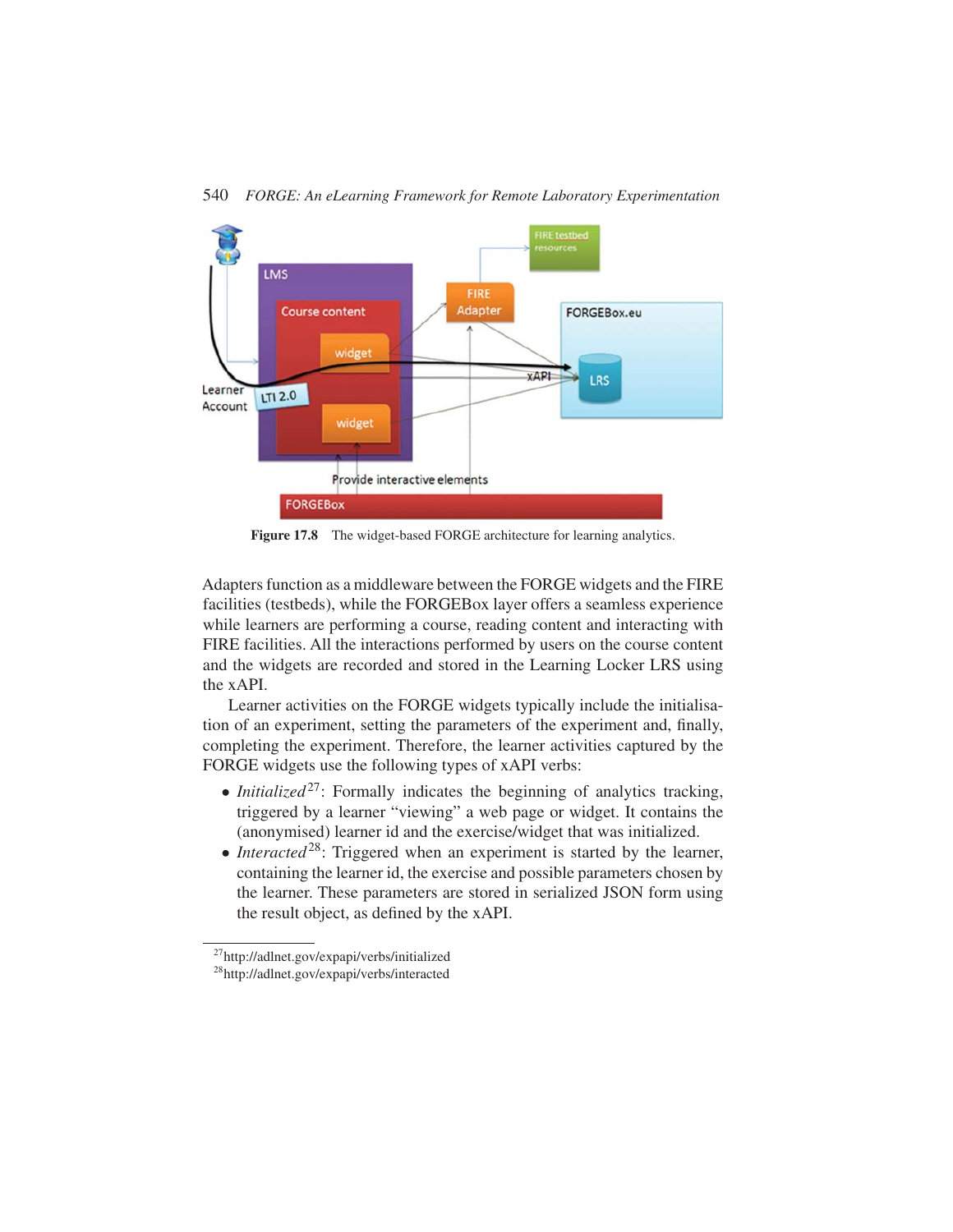Figure 17.8 The widget-based FORGE architecture for learning analytics.

Adapters function as a middleware between the FORGE widgets and the FIRE facilities (testbeds), while the FORGEBox layer offers a seamless experience while learners are performing a course, reading content and interacting with FIRE facilities. All the interactions performed by users on the course content and the widgets are recorded and stored in the Learning Locker LRS using the xAPI.

Learner activities on the FORGE widgets typically include the initialisation of an experiment, setting the parameters of the experiment and, finally, completing the experiment. Therefore, the learner activities captured by the FORGE widgets use the following types of xAPI verbs:

- *Initialized*[27]: Formally indicates the beginning of analytics tracking, triggered by a learner "viewing" a web page or widget. It contains the (anonymised) learner id and the exercise/widget that was initialized.
- *Interacted*[28]: Triggered when an experiment is started by the learner, containing the learner id, the exercise and possible parameters chosen by the learner. These parameters are stored in serialized JSON form using the result object, as defined by the xAPI.

[27]http://adlnet.gov/expapi/verbs/initialized
[28]http://adlnet.gov/expapi/verbs/interacted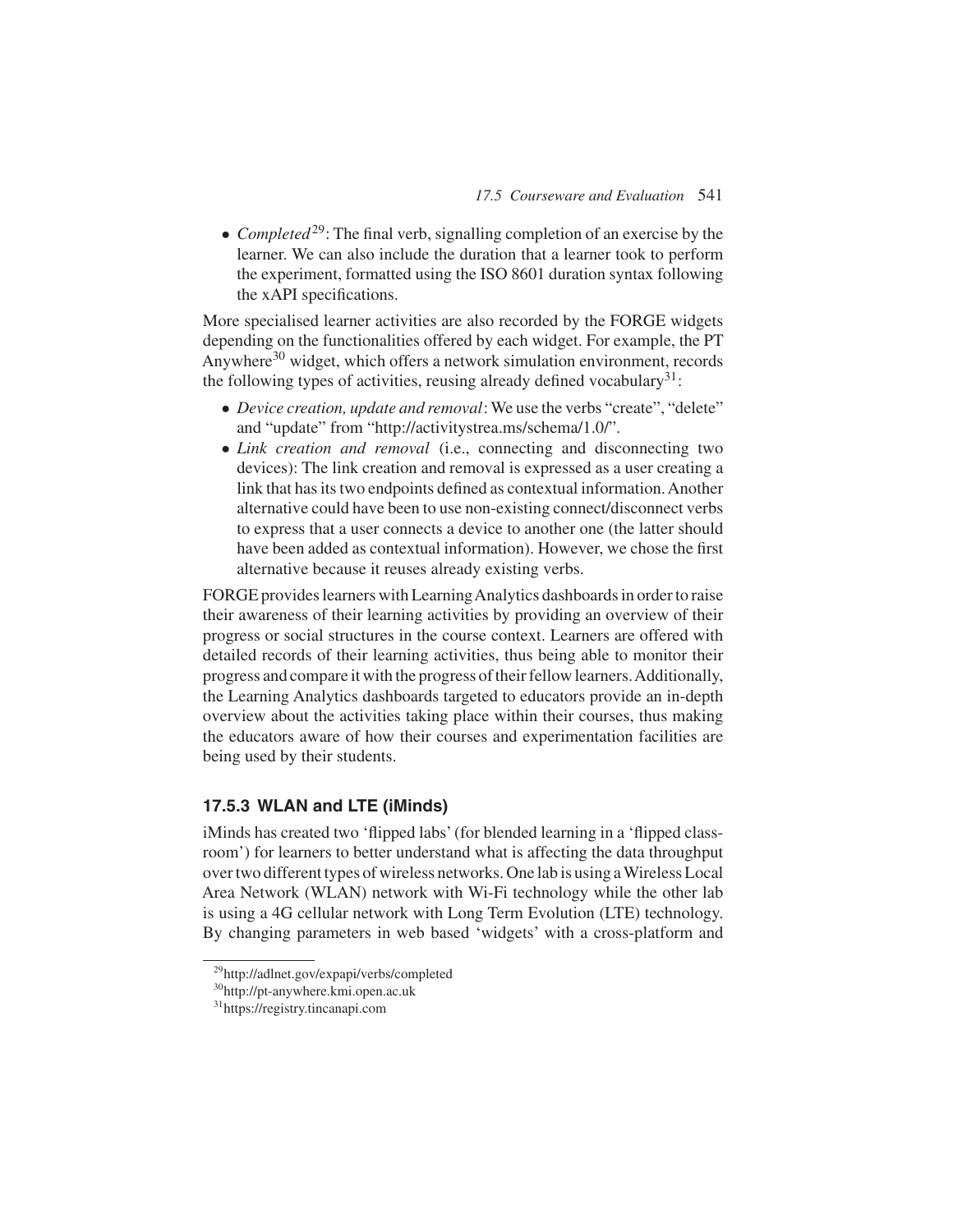- *Completed*[29]: The final verb, signalling completion of an exercise by the learner. We can also include the duration that a learner took to perform the experiment, formatted using the ISO 8601 duration syntax following the xAPI specifications.

More specialised learner activities are also recorded by the FORGE widgets depending on the functionalities offered by each widget. For example, the PT Anywhere[30] widget, which offers a network simulation environment, records the following types of activities, reusing already defined vocabulary[31]:

- *Device creation, update and removal*: We use the verbs "create", "delete" and "update" from "http://activitystrea.ms/schema/1.0/".
- *Link creation and removal* (i.e., connecting and disconnecting two devices): The link creation and removal is expressed as a user creating a link that has its two endpoints defined as contextual information. Another alternative could have been to use non-existing connect/disconnect verbs to express that a user connects a device to another one (the latter should have been added as contextual information). However, we chose the first alternative because it reuses already existing verbs.

FORGE provides learners with Learning Analytics dashboards in order to raise their awareness of their learning activities by providing an overview of their progress or social structures in the course context. Learners are offered with detailed records of their learning activities, thus being able to monitor their progress and compare it with the progress of their fellow learners. Additionally, the Learning Analytics dashboards targeted to educators provide an in-depth overview about the activities taking place within their courses, thus making the educators aware of how their courses and experimentation facilities are being used by their students.

### 17.5.3 WLAN and LTE (iMinds)

iMinds has created two 'flipped labs' (for blended learning in a 'flipped classroom') for learners to better understand what is affecting the data throughput over two different types of wireless networks. One lab is using a Wireless Local Area Network (WLAN) network with Wi-Fi technology while the other lab is using a 4G cellular network with Long Term Evolution (LTE) technology. By changing parameters in web based 'widgets' with a cross-platform and

[29]http://adlnet.gov/expapi/verbs/completed

[30]http://pt-anywhere.kmi.open.ac.uk

[31]https://registry.tincanapi.com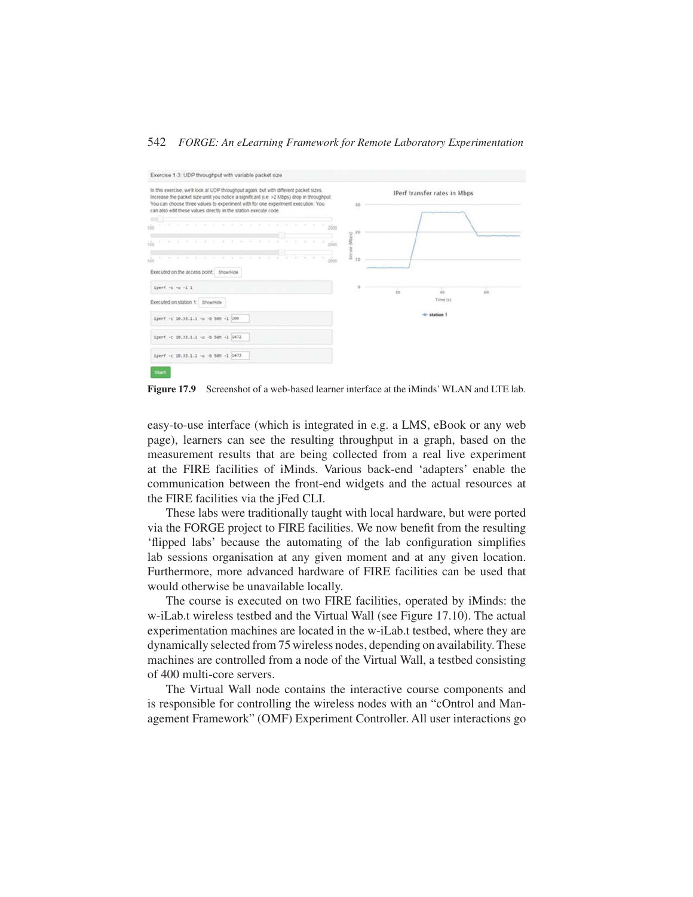Figure 17.9 Screenshot of a web-based learner interface at the iMinds' WLAN and LTE lab.

easy-to-use interface (which is integrated in e.g. a LMS, eBook or any web page), learners can see the resulting throughput in a graph, based on the measurement results that are being collected from a real live experiment at the FIRE facilities of iMinds. Various back-end 'adapters' enable the communication between the front-end widgets and the actual resources at the FIRE facilities via the jFed CLI.

These labs were traditionally taught with local hardware, but were ported via the FORGE project to FIRE facilities. We now benefit from the resulting 'flipped labs' because the automating of the lab configuration simplifies lab sessions organisation at any given moment and at any given location. Furthermore, more advanced hardware of FIRE facilities can be used that would otherwise be unavailable locally.

The course is executed on two FIRE facilities, operated by iMinds: the w-iLab.t wireless testbed and the Virtual Wall (see Figure 17.10). The actual experimentation machines are located in the w-iLab.t testbed, where they are dynamically selected from 75 wireless nodes, depending on availability. These machines are controlled from a node of the Virtual Wall, a testbed consisting of 400 multi-core servers.

The Virtual Wall node contains the interactive course components and is responsible for controlling the wireless nodes with an "cOntrol and Management Framework" (OMF) Experiment Controller. All user interactions go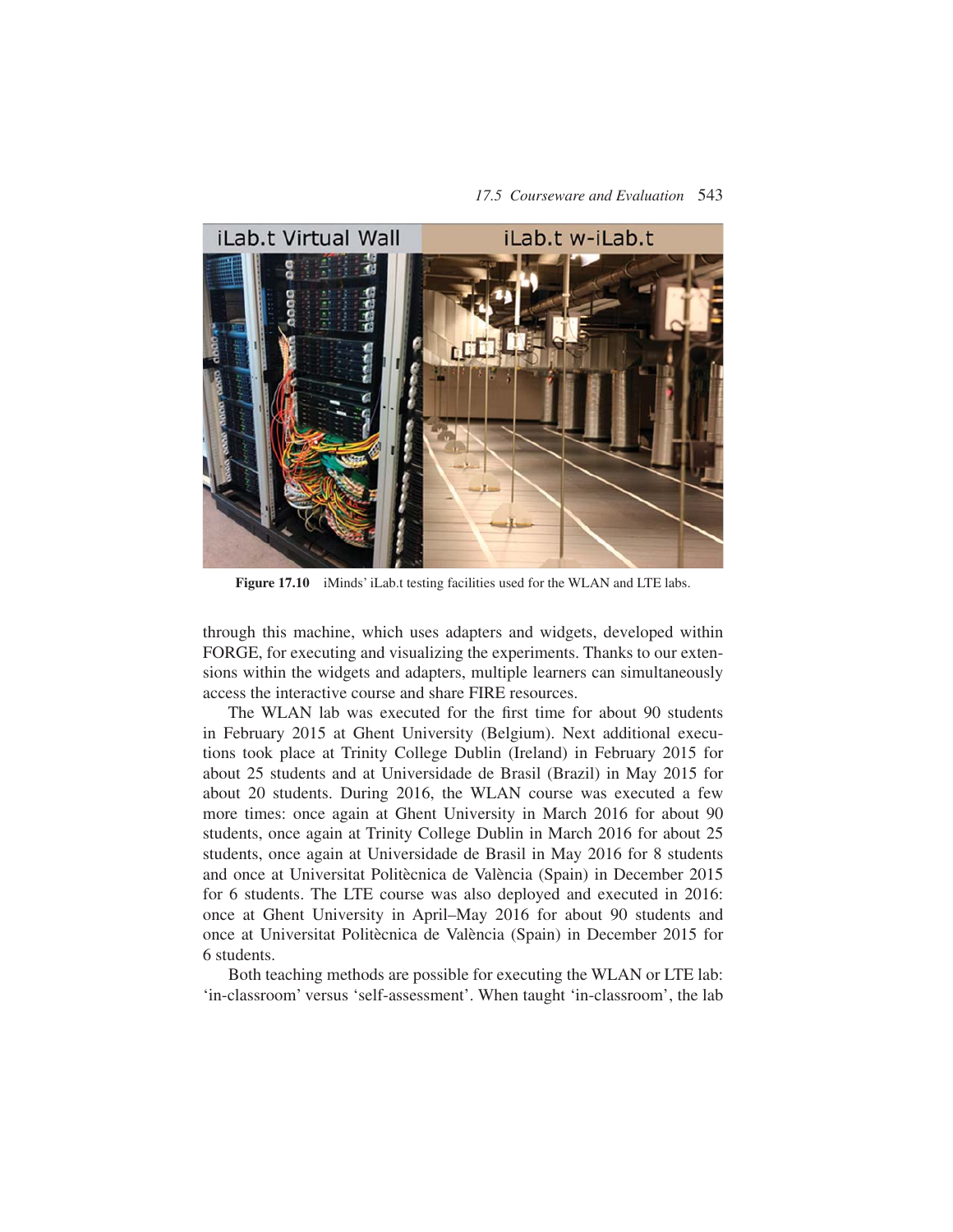**Figure 17.10** iMinds' iLab.t testing facilities used for the WLAN and LTE labs.

through this machine, which uses adapters and widgets, developed within FORGE, for executing and visualizing the experiments. Thanks to our extensions within the widgets and adapters, multiple learners can simultaneously access the interactive course and share FIRE resources.

The WLAN lab was executed for the first time for about 90 students in February 2015 at Ghent University (Belgium). Next additional executions took place at Trinity College Dublin (Ireland) in February 2015 for about 25 students and at Universidade de Brasil (Brazil) in May 2015 for about 20 students. During 2016, the WLAN course was executed a few more times: once again at Ghent University in March 2016 for about 90 students, once again at Trinity College Dublin in March 2016 for about 25 students, once again at Universidade de Brasil in May 2016 for 8 students and once at Universitat Politècnica de València (Spain) in December 2015 for 6 students. The LTE course was also deployed and executed in 2016: once at Ghent University in April–May 2016 for about 90 students and once at Universitat Politècnica de València (Spain) in December 2015 for 6 students.

Both teaching methods are possible for executing the WLAN or LTE lab: 'in-classroom' versus 'self-assessment'. When taught 'in-classroom', the lab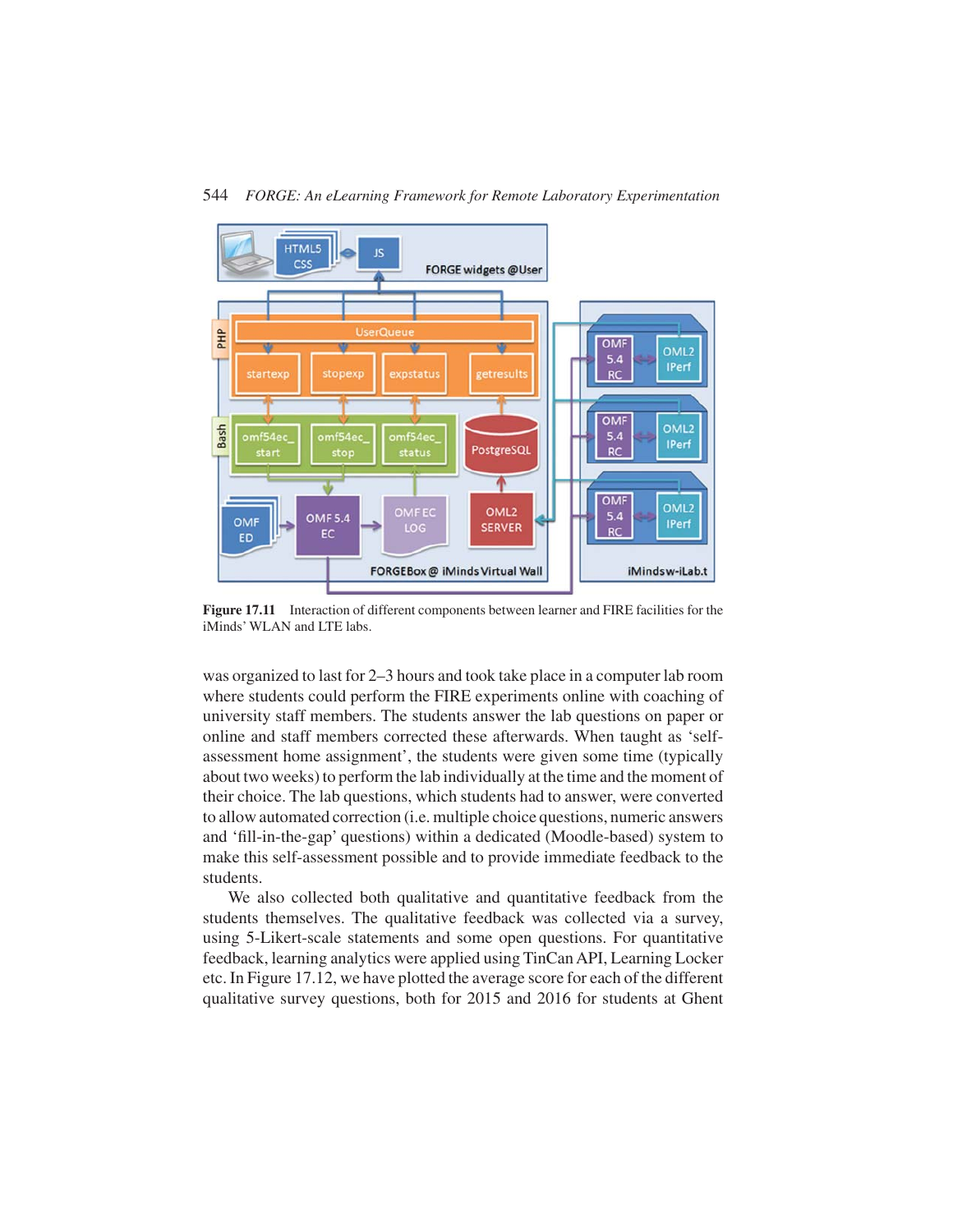Figure 17.11 Interaction of different components between learner and FIRE facilities for the iMinds' WLAN and LTE labs.

was organized to last for 2–3 hours and took take place in a computer lab room where students could perform the FIRE experiments online with coaching of university staff members. The students answer the lab questions on paper or online and staff members corrected these afterwards. When taught as 'self-assessment home assignment', the students were given some time (typically about two weeks) to perform the lab individually at the time and the moment of their choice. The lab questions, which students had to answer, were converted to allow automated correction (i.e. multiple choice questions, numeric answers and 'fill-in-the-gap' questions) within a dedicated (Moodle-based) system to make this self-assessment possible and to provide immediate feedback to the students.

We also collected both qualitative and quantitative feedback from the students themselves. The qualitative feedback was collected via a survey, using 5-Likert-scale statements and some open questions. For quantitative feedback, learning analytics were applied using TinCan API, Learning Locker etc. In Figure 17.12, we have plotted the average score for each of the different qualitative survey questions, both for 2015 and 2016 for students at Ghent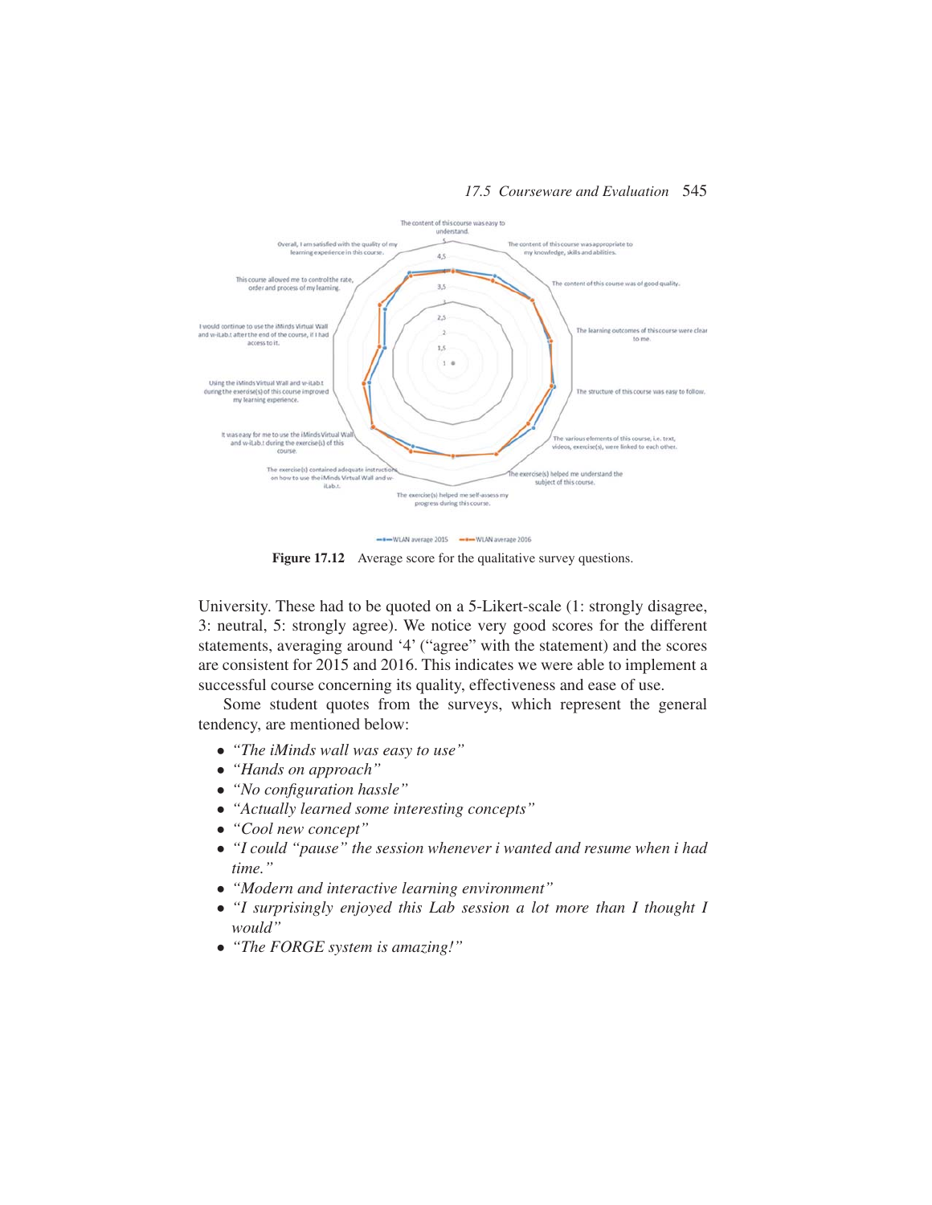Figure 17.12 Average score for the qualitative survey questions.

University. These had to be quoted on a 5-Likert-scale (1: strongly disagree, 3: neutral, 5: strongly agree). We notice very good scores for the different statements, averaging around ‘4’ (“agree” with the statement) and the scores are consistent for 2015 and 2016. This indicates we were able to implement a successful course concerning its quality, effectiveness and ease of use.

Some student quotes from the surveys, which represent the general tendency, are mentioned below:

- *“The iMinds wall was easy to use”*
- *“Hands on approach”*
- *“No configuration hassle”*
- *“Actually learned some interesting concepts”*
- *“Cool new concept”*
- *“I could “pause” the session whenever i wanted and resume when i had time.”*
- *“Modern and interactive learning environment”*
- *“I surprisingly enjoyed this Lab session a lot more than I thought I would”*
- *“The FORGE system is amazing!”*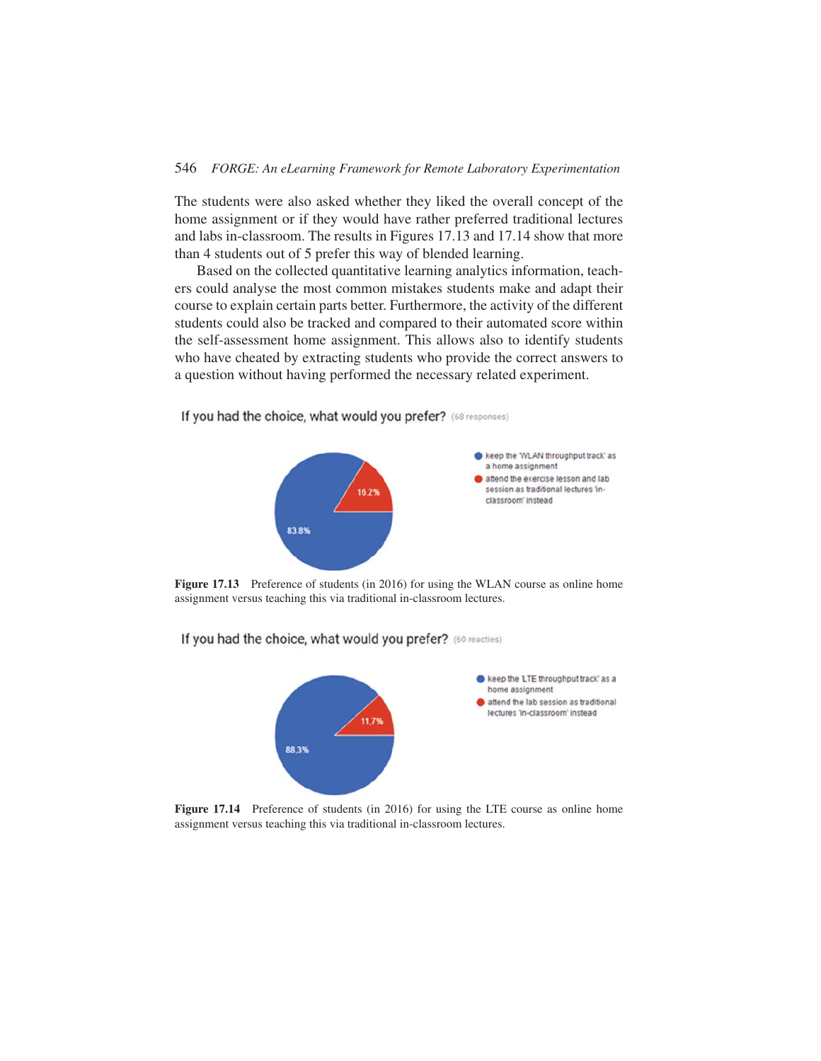The students were also asked whether they liked the overall concept of the home assignment or if they would have rather preferred traditional lectures and labs in-classroom. The results in Figures 17.13 and 17.14 show that more than 4 students out of 5 prefer this way of blended learning.

Based on the collected quantitative learning analytics information, teachers could analyse the most common mistakes students make and adapt their course to explain certain parts better. Furthermore, the activity of the different students could also be tracked and compared to their automated score within the self-assessment home assignment. This allows also to identify students who have cheated by extracting students who provide the correct answers to a question without having performed the necessary related experiment.

If you had the choice, what would you prefer? (68 responses)

- keep the 'WLAN throughput track' as a home assignment — 83.8%
- attend the exercise lesson and lab session as traditional lectures 'in-classroom' instead — 16.2%

**Figure 17.13** Preference of students (in 2016) for using the WLAN course as online home assignment versus teaching this via traditional in-classroom lectures.

If you had the choice, what would you prefer? (60 reacties)

- keep the 'LTE throughput track' as a home assignment — 88,3%
- attend the lab session as traditional lectures 'in-classroom' instead — 11,7%

**Figure 17.14** Preference of students (in 2016) for using the LTE course as online home assignment versus teaching this via traditional in-classroom lectures.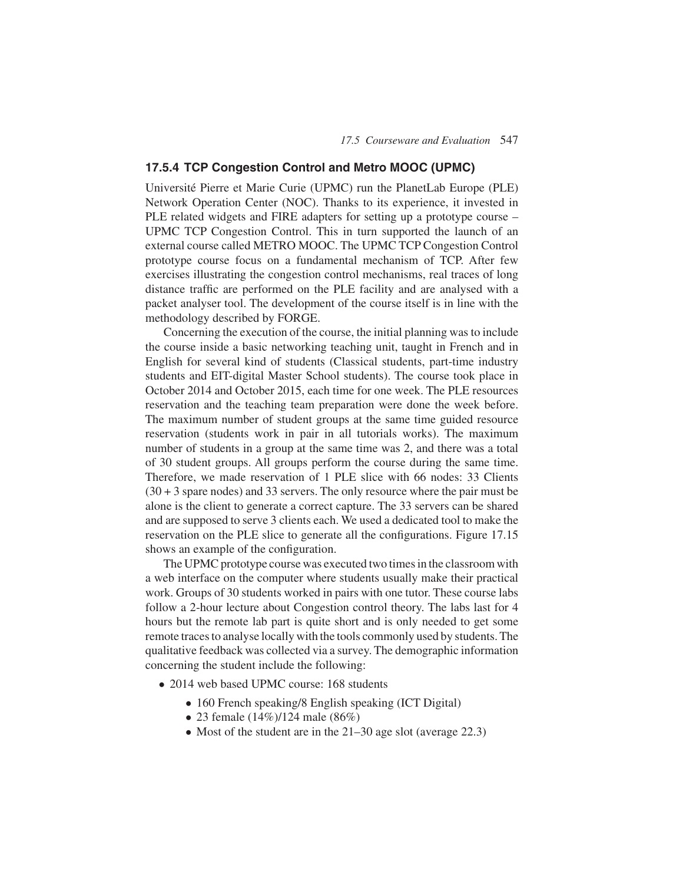### 17.5.4 TCP Congestion Control and Metro MOOC (UPMC)

Université Pierre et Marie Curie (UPMC) run the PlanetLab Europe (PLE) Network Operation Center (NOC). Thanks to its experience, it invested in PLE related widgets and FIRE adapters for setting up a prototype course – UPMC TCP Congestion Control. This in turn supported the launch of an external course called METRO MOOC. The UPMC TCP Congestion Control prototype course focus on a fundamental mechanism of TCP. After few exercises illustrating the congestion control mechanisms, real traces of long distance traffic are performed on the PLE facility and are analysed with a packet analyser tool. The development of the course itself is in line with the methodology described by FORGE.

Concerning the execution of the course, the initial planning was to include the course inside a basic networking teaching unit, taught in French and in English for several kind of students (Classical students, part-time industry students and EIT-digital Master School students). The course took place in October 2014 and October 2015, each time for one week. The PLE resources reservation and the teaching team preparation were done the week before. The maximum number of student groups at the same time guided resource reservation (students work in pair in all tutorials works). The maximum number of students in a group at the same time was 2, and there was a total of 30 student groups. All groups perform the course during the same time. Therefore, we made reservation of 1 PLE slice with 66 nodes: 33 Clients (30 + 3 spare nodes) and 33 servers. The only resource where the pair must be alone is the client to generate a correct capture. The 33 servers can be shared and are supposed to serve 3 clients each. We used a dedicated tool to make the reservation on the PLE slice to generate all the configurations. Figure 17.15 shows an example of the configuration.

The UPMC prototype course was executed two times in the classroom with a web interface on the computer where students usually make their practical work. Groups of 30 students worked in pairs with one tutor. These course labs follow a 2-hour lecture about Congestion control theory. The labs last for 4 hours but the remote lab part is quite short and is only needed to get some remote traces to analyse locally with the tools commonly used by students. The qualitative feedback was collected via a survey. The demographic information concerning the student include the following:

- 2014 web based UPMC course: 168 students
    - 160 French speaking/8 English speaking (ICT Digital)
    - 23 female (14%)/124 male (86%)
    - Most of the student are in the 21–30 age slot (average 22.3)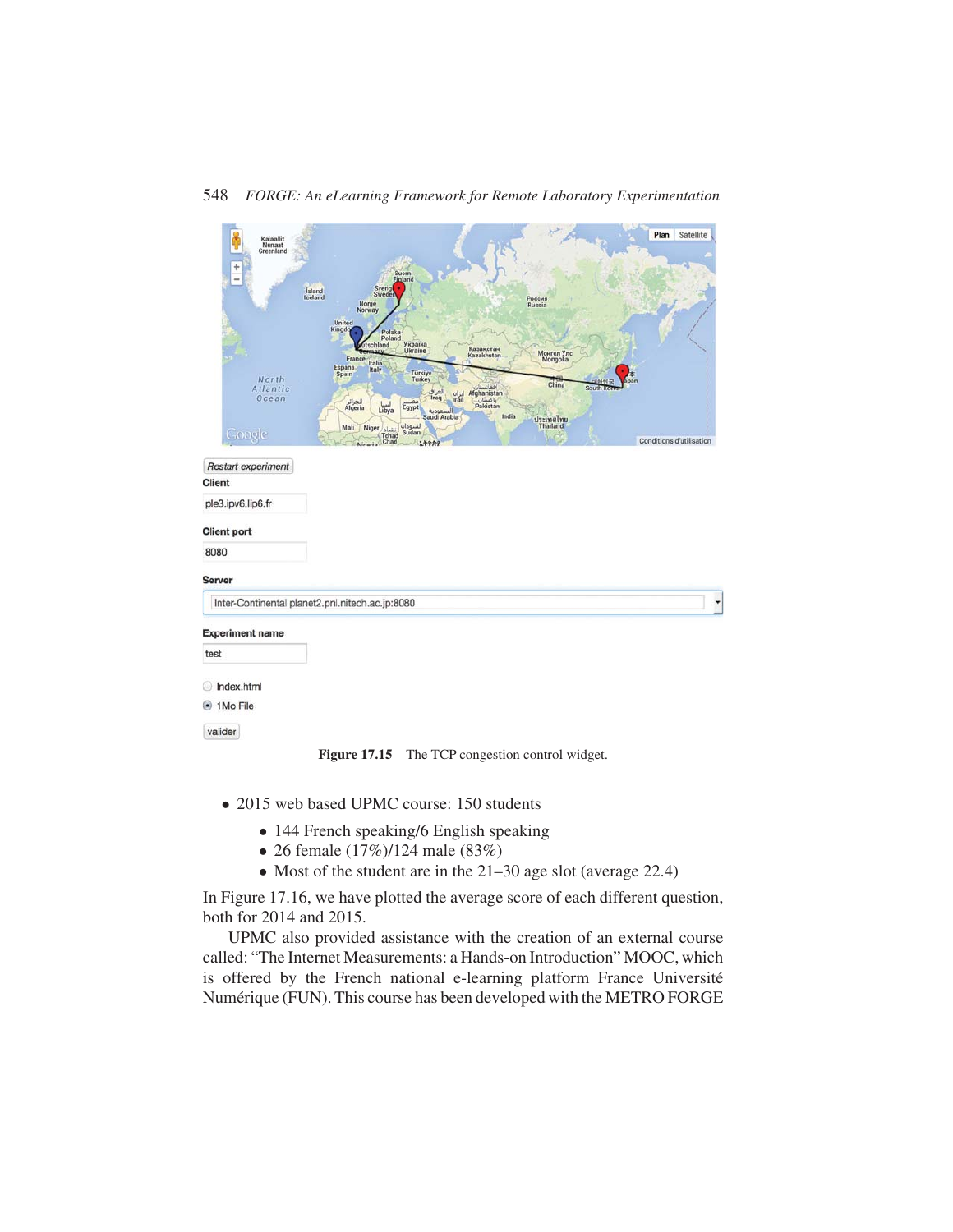Figure 17.15 The TCP congestion control widget.

- 2015 web based UPMC course: 150 students
    - 144 French speaking/6 English speaking
    - 26 female (17%)/124 male (83%)
    - Most of the student are in the 21–30 age slot (average 22.4)

In Figure 17.16, we have plotted the average score of each different question, both for 2014 and 2015.

UPMC also provided assistance with the creation of an external course called: "The Internet Measurements: a Hands-on Introduction" MOOC, which is offered by the French national e-learning platform France Université Numérique (FUN). This course has been developed with the METRO FORGE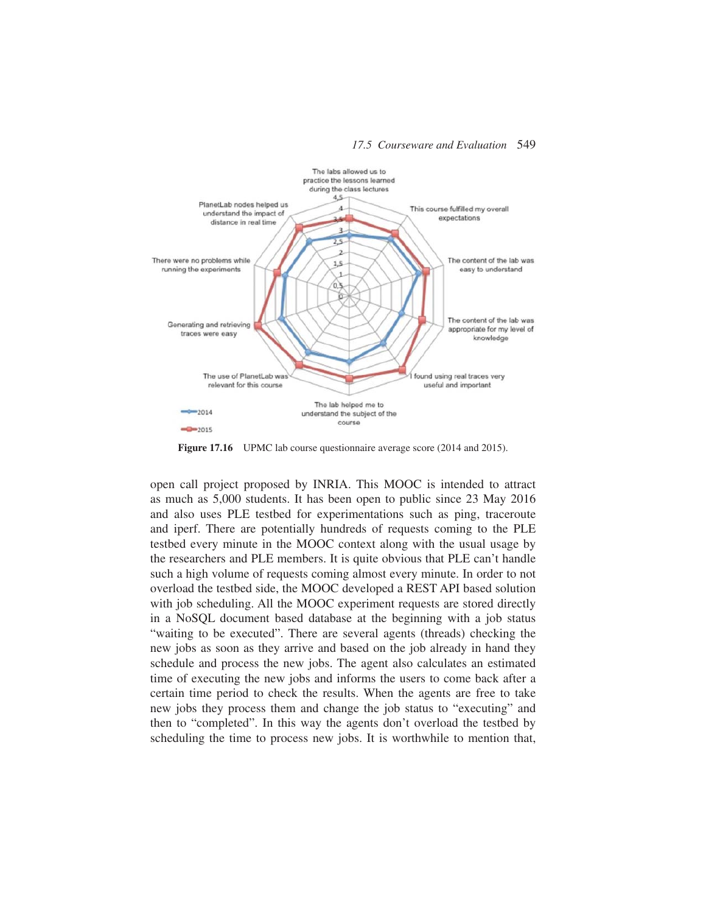Figure 17.16 UPMC lab course questionnaire average score (2014 and 2015).

open call project proposed by INRIA. This MOOC is intended to attract as much as 5,000 students. It has been open to public since 23 May 2016 and also uses PLE testbed for experimentations such as ping, traceroute and iperf. There are potentially hundreds of requests coming to the PLE testbed every minute in the MOOC context along with the usual usage by the researchers and PLE members. It is quite obvious that PLE can't handle such a high volume of requests coming almost every minute. In order to not overload the testbed side, the MOOC developed a REST API based solution with job scheduling. All the MOOC experiment requests are stored directly in a NoSQL document based database at the beginning with a job status "waiting to be executed". There are several agents (threads) checking the new jobs as soon as they arrive and based on the job already in hand they schedule and process the new jobs. The agent also calculates an estimated time of executing the new jobs and informs the users to come back after a certain time period to check the results. When the agents are free to take new jobs they process them and change the job status to "executing" and then to "completed". In this way the agents don't overload the testbed by scheduling the time to process new jobs. It is worthwhile to mention that,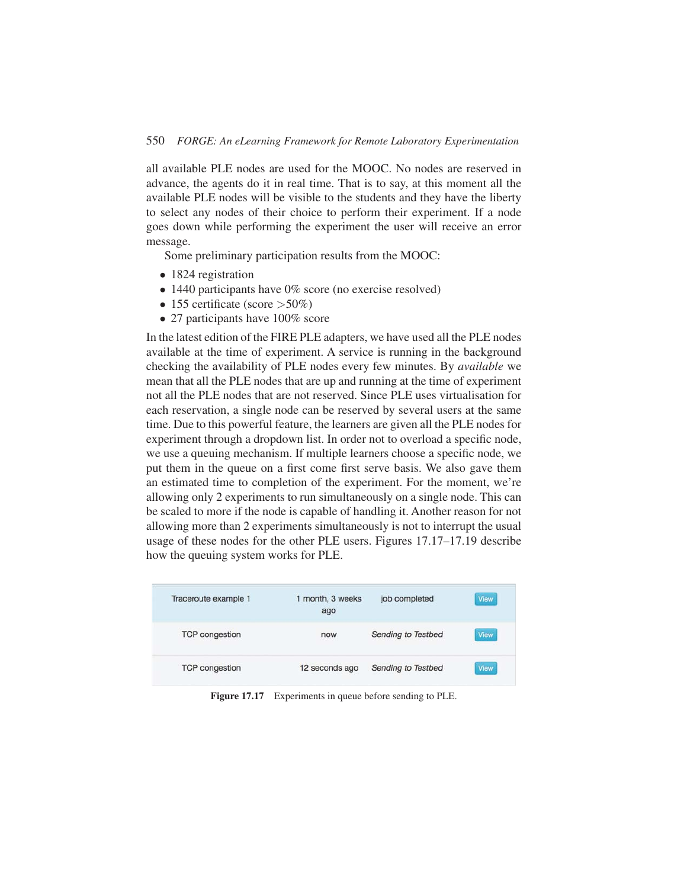all available PLE nodes are used for the MOOC. No nodes are reserved in advance, the agents do it in real time. That is to say, at this moment all the available PLE nodes will be visible to the students and they have the liberty to select any nodes of their choice to perform their experiment. If a node goes down while performing the experiment the user will receive an error message.

Some preliminary participation results from the MOOC:

- 1824 registration
- 1440 participants have 0% score (no exercise resolved)
- 155 certificate (score >50%)
- 27 participants have 100% score

In the latest edition of the FIRE PLE adapters, we have used all the PLE nodes available at the time of experiment. A service is running in the background checking the availability of PLE nodes every few minutes. By *available* we mean that all the PLE nodes that are up and running at the time of experiment not all the PLE nodes that are not reserved. Since PLE uses virtualisation for each reservation, a single node can be reserved by several users at the same time. Due to this powerful feature, the learners are given all the PLE nodes for experiment through a dropdown list. In order not to overload a specific node, we use a queuing mechanism. If multiple learners choose a specific node, we put them in the queue on a first come first serve basis. We also gave them an estimated time to completion of the experiment. For the moment, we're allowing only 2 experiments to run simultaneously on a single node. This can be scaled to more if the node is capable of handling it. Another reason for not allowing more than 2 experiments simultaneously is not to interrupt the usual usage of these nodes for the other PLE users. Figures 17.17–17.19 describe how the queuing system works for PLE.

| | | | |
|---|---|---|---|
| Traceroute example 1 | 1 month, 3 weeks ago | job completed | View |
| TCP congestion | now | *Sending to Testbed* | View |
| TCP congestion | 12 seconds ago | *Sending to Testbed* | View |

**Figure 17.17** Experiments in queue before sending to PLE.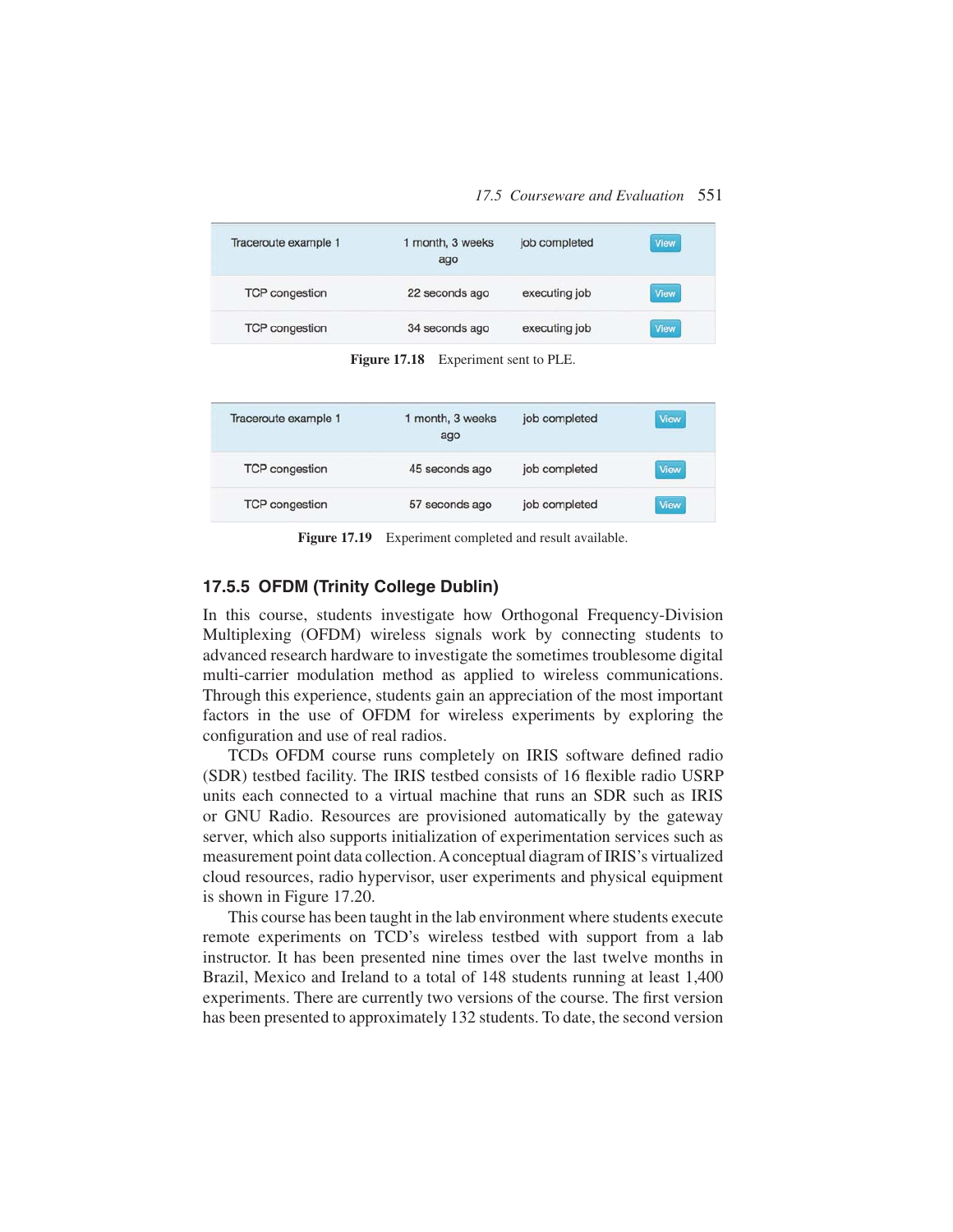| Traceroute example 1 | 1 month, 3 weeks ago | job completed | View |
|---|---|---|---|
| TCP congestion | 22 seconds ago | executing job | View |
| TCP congestion | 34 seconds ago | executing job | View |

**Figure 17.18** Experiment sent to PLE.

| Traceroute example 1 | 1 month, 3 weeks ago | job completed | View |
|---|---|---|---|
| TCP congestion | 45 seconds ago | job completed | View |
| TCP congestion | 57 seconds ago | job completed | View |

**Figure 17.19** Experiment completed and result available.

### 17.5.5 OFDM (Trinity College Dublin)

In this course, students investigate how Orthogonal Frequency-Division Multiplexing (OFDM) wireless signals work by connecting students to advanced research hardware to investigate the sometimes troublesome digital multi-carrier modulation method as applied to wireless communications. Through this experience, students gain an appreciation of the most important factors in the use of OFDM for wireless experiments by exploring the configuration and use of real radios.

TCDs OFDM course runs completely on IRIS software defined radio (SDR) testbed facility. The IRIS testbed consists of 16 flexible radio USRP units each connected to a virtual machine that runs an SDR such as IRIS or GNU Radio. Resources are provisioned automatically by the gateway server, which also supports initialization of experimentation services such as measurement point data collection. A conceptual diagram of IRIS's virtualized cloud resources, radio hypervisor, user experiments and physical equipment is shown in Figure 17.20.

This course has been taught in the lab environment where students execute remote experiments on TCD's wireless testbed with support from a lab instructor. It has been presented nine times over the last twelve months in Brazil, Mexico and Ireland to a total of 148 students running at least 1,400 experiments. There are currently two versions of the course. The first version has been presented to approximately 132 students. To date, the second version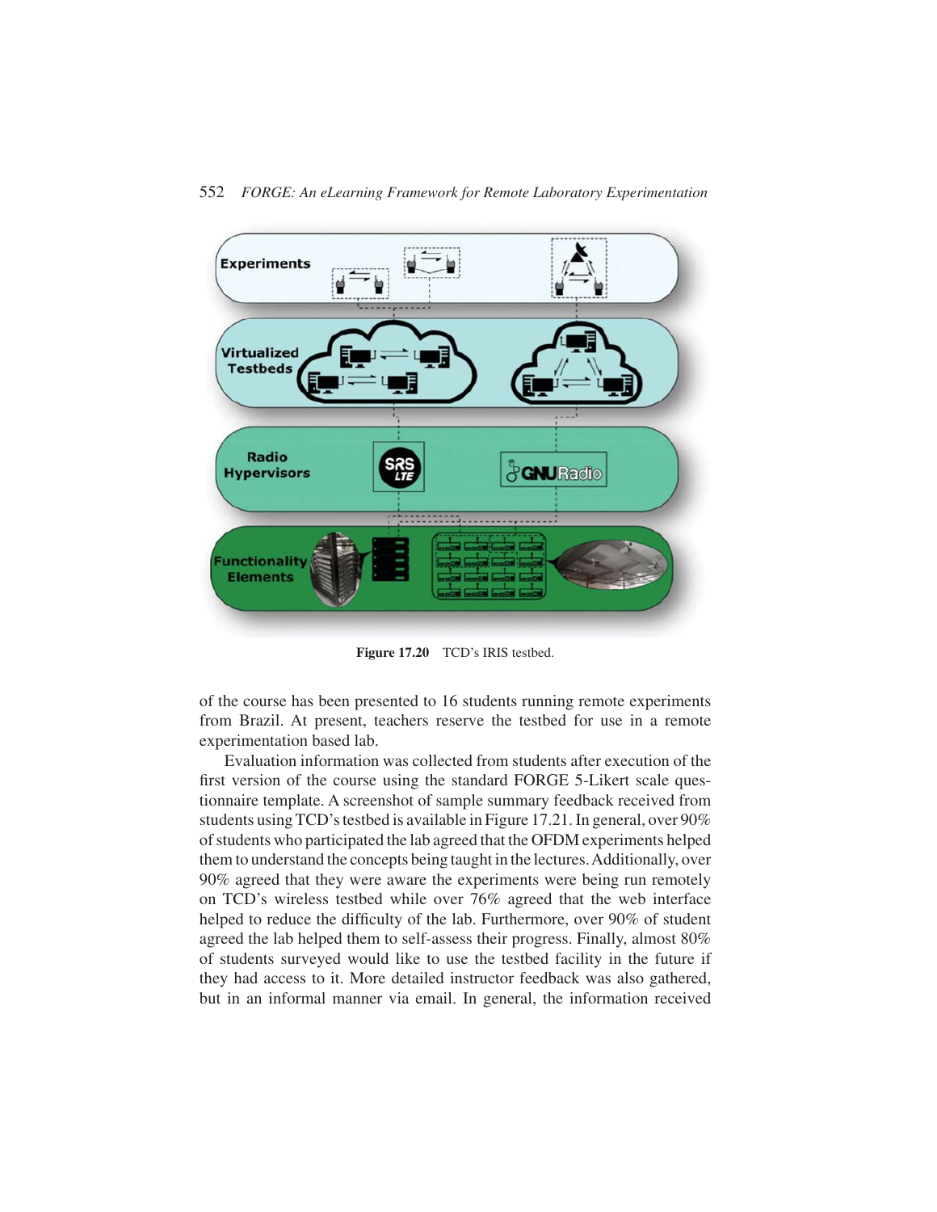**Figure 17.20** TCD's IRIS testbed.

of the course has been presented to 16 students running remote experiments from Brazil. At present, teachers reserve the testbed for use in a remote experimentation based lab.

Evaluation information was collected from students after execution of the first version of the course using the standard FORGE 5-Likert scale questionnaire template. A screenshot of sample summary feedback received from students using TCD's testbed is available in Figure 17.21. In general, over 90% of students who participated the lab agreed that the OFDM experiments helped them to understand the concepts being taught in the lectures. Additionally, over 90% agreed that they were aware the experiments were being run remotely on TCD's wireless testbed while over 76% agreed that the web interface helped to reduce the difficulty of the lab. Furthermore, over 90% of student agreed the lab helped them to self-assess their progress. Finally, almost 80% of students surveyed would like to use the testbed facility in the future if they had access to it. More detailed instructor feedback was also gathered, but in an informal manner via email. In general, the information received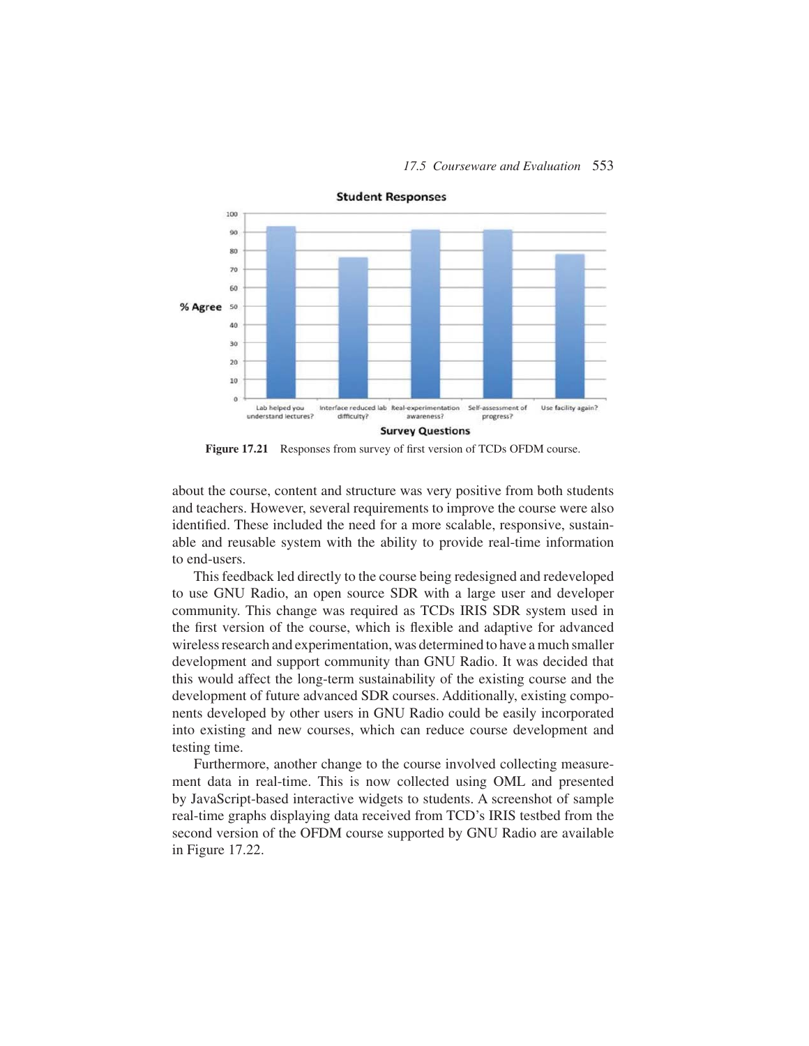**Figure 17.21** Responses from survey of first version of TCDs OFDM course.

about the course, content and structure was very positive from both students and teachers. However, several requirements to improve the course were also identified. These included the need for a more scalable, responsive, sustainable and reusable system with the ability to provide real-time information to end-users.

This feedback led directly to the course being redesigned and redeveloped to use GNU Radio, an open source SDR with a large user and developer community. This change was required as TCDs IRIS SDR system used in the first version of the course, which is flexible and adaptive for advanced wireless research and experimentation, was determined to have a much smaller development and support community than GNU Radio. It was decided that this would affect the long-term sustainability of the existing course and the development of future advanced SDR courses. Additionally, existing components developed by other users in GNU Radio could be easily incorporated into existing and new courses, which can reduce course development and testing time.

Furthermore, another change to the course involved collecting measurement data in real-time. This is now collected using OML and presented by JavaScript-based interactive widgets to students. A screenshot of sample real-time graphs displaying data received from TCD's IRIS testbed from the second version of the OFDM course supported by GNU Radio are available in Figure 17.22.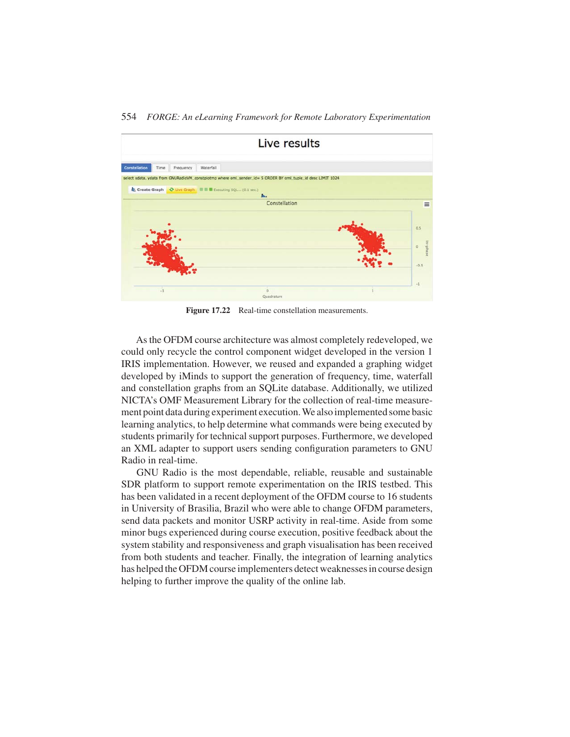Figure 17.22 Real-time constellation measurements.

As the OFDM course architecture was almost completely redeveloped, we could only recycle the control component widget developed in the version 1 IRIS implementation. However, we reused and expanded a graphing widget developed by iMinds to support the generation of frequency, time, waterfall and constellation graphs from an SQLite database. Additionally, we utilized NICTA's OMF Measurement Library for the collection of real-time measurement point data during experiment execution. We also implemented some basic learning analytics, to help determine what commands were being executed by students primarily for technical support purposes. Furthermore, we developed an XML adapter to support users sending configuration parameters to GNU Radio in real-time.

GNU Radio is the most dependable, reliable, reusable and sustainable SDR platform to support remote experimentation on the IRIS testbed. This has been validated in a recent deployment of the OFDM course to 16 students in University of Brasilia, Brazil who were able to change OFDM parameters, send data packets and monitor USRP activity in real-time. Aside from some minor bugs experienced during course execution, positive feedback about the system stability and responsiveness and graph visualisation has been received from both students and teacher. Finally, the integration of learning analytics has helped the OFDM course implementers detect weaknesses in course design helping to further improve the quality of the online lab.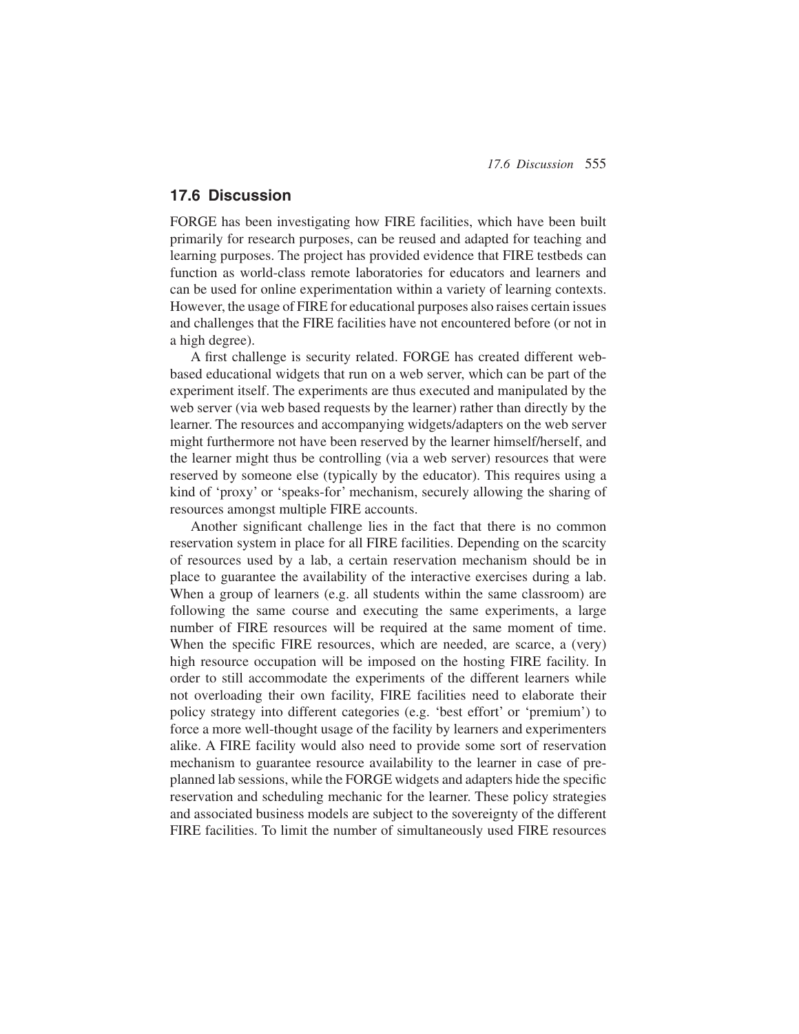## 17.6 Discussion

FORGE has been investigating how FIRE facilities, which have been built primarily for research purposes, can be reused and adapted for teaching and learning purposes. The project has provided evidence that FIRE testbeds can function as world-class remote laboratories for educators and learners and can be used for online experimentation within a variety of learning contexts. However, the usage of FIRE for educational purposes also raises certain issues and challenges that the FIRE facilities have not encountered before (or not in a high degree).

A first challenge is security related. FORGE has created different web-based educational widgets that run on a web server, which can be part of the experiment itself. The experiments are thus executed and manipulated by the web server (via web based requests by the learner) rather than directly by the learner. The resources and accompanying widgets/adapters on the web server might furthermore not have been reserved by the learner himself/herself, and the learner might thus be controlling (via a web server) resources that were reserved by someone else (typically by the educator). This requires using a kind of 'proxy' or 'speaks-for' mechanism, securely allowing the sharing of resources amongst multiple FIRE accounts.

Another significant challenge lies in the fact that there is no common reservation system in place for all FIRE facilities. Depending on the scarcity of resources used by a lab, a certain reservation mechanism should be in place to guarantee the availability of the interactive exercises during a lab. When a group of learners (e.g. all students within the same classroom) are following the same course and executing the same experiments, a large number of FIRE resources will be required at the same moment of time. When the specific FIRE resources, which are needed, are scarce, a (very) high resource occupation will be imposed on the hosting FIRE facility. In order to still accommodate the experiments of the different learners while not overloading their own facility, FIRE facilities need to elaborate their policy strategy into different categories (e.g. 'best effort' or 'premium') to force a more well-thought usage of the facility by learners and experimenters alike. A FIRE facility would also need to provide some sort of reservation mechanism to guarantee resource availability to the learner in case of pre-planned lab sessions, while the FORGE widgets and adapters hide the specific reservation and scheduling mechanic for the learner. These policy strategies and associated business models are subject to the sovereignty of the different FIRE facilities. To limit the number of simultaneously used FIRE resources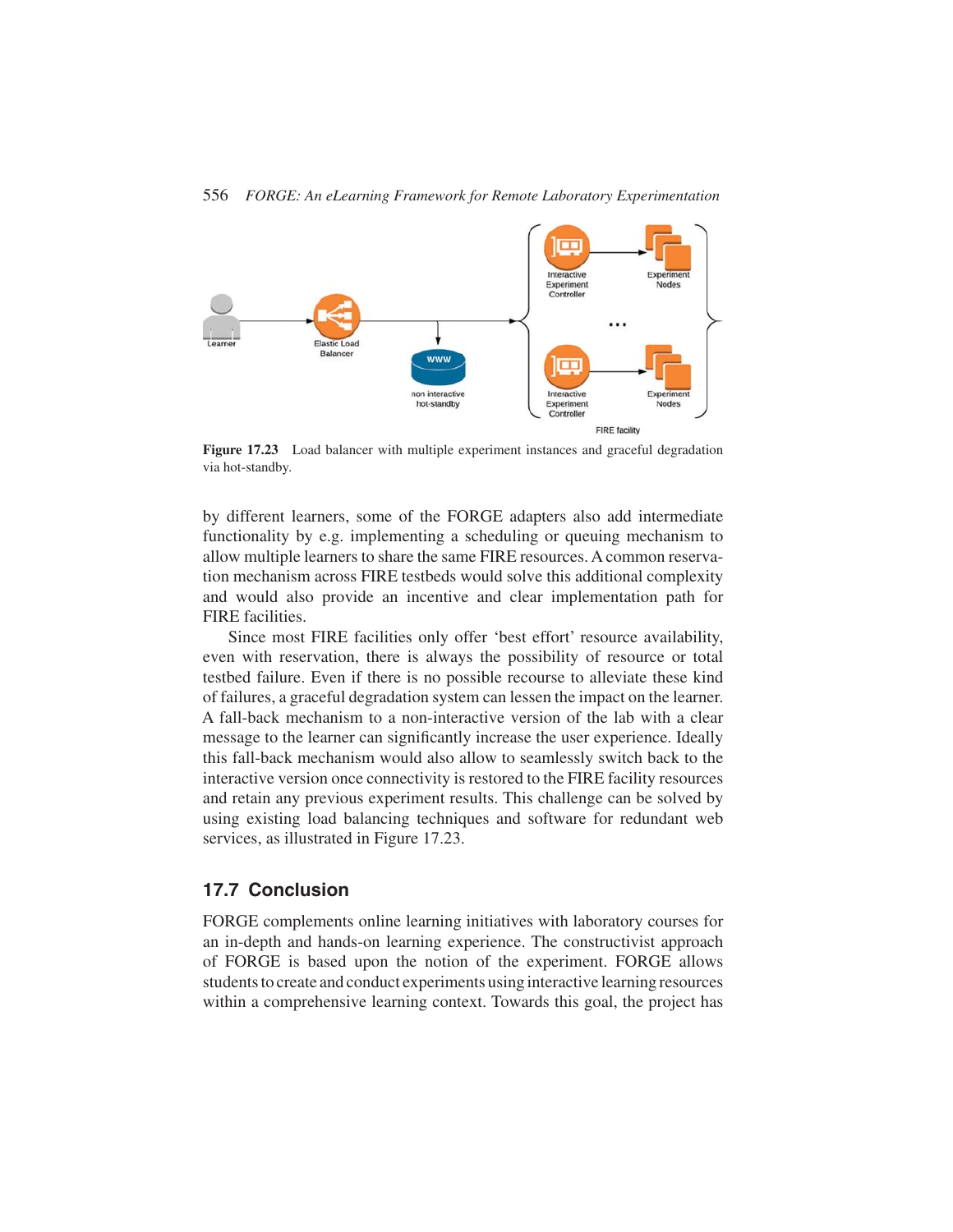Figure 17.23 Load balancer with multiple experiment instances and graceful degradation via hot-standby.

by different learners, some of the FORGE adapters also add intermediate functionality by e.g. implementing a scheduling or queuing mechanism to allow multiple learners to share the same FIRE resources. A common reservation mechanism across FIRE testbeds would solve this additional complexity and would also provide an incentive and clear implementation path for FIRE facilities.

Since most FIRE facilities only offer 'best effort' resource availability, even with reservation, there is always the possibility of resource or total testbed failure. Even if there is no possible recourse to alleviate these kind of failures, a graceful degradation system can lessen the impact on the learner. A fall-back mechanism to a non-interactive version of the lab with a clear message to the learner can significantly increase the user experience. Ideally this fall-back mechanism would also allow to seamlessly switch back to the interactive version once connectivity is restored to the FIRE facility resources and retain any previous experiment results. This challenge can be solved by using existing load balancing techniques and software for redundant web services, as illustrated in Figure 17.23.

## 17.7 Conclusion

FORGE complements online learning initiatives with laboratory courses for an in-depth and hands-on learning experience. The constructivist approach of FORGE is based upon the notion of the experiment. FORGE allows students to create and conduct experiments using interactive learning resources within a comprehensive learning context. Towards this goal, the project has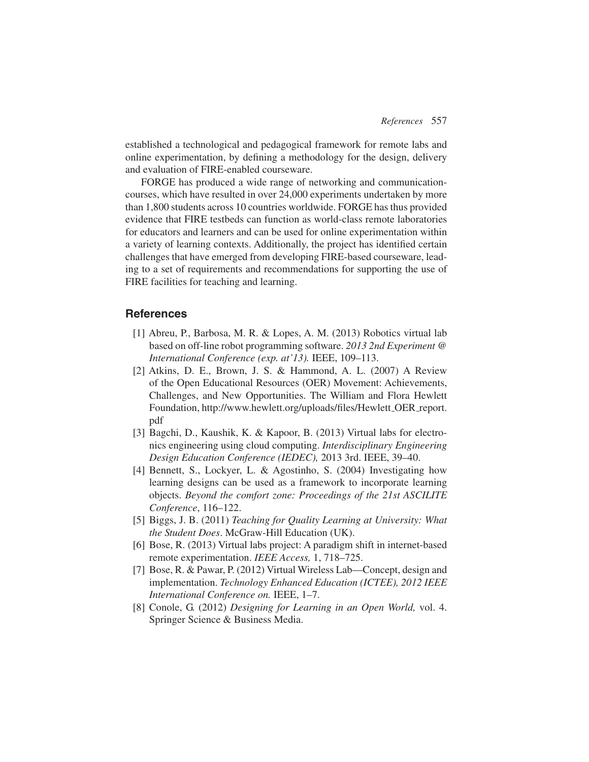established a technological and pedagogical framework for remote labs and online experimentation, by defining a methodology for the design, delivery and evaluation of FIRE-enabled courseware.

FORGE has produced a wide range of networking and communication-courses, which have resulted in over 24,000 experiments undertaken by more than 1,800 students across 10 countries worldwide. FORGE has thus provided evidence that FIRE testbeds can function as world-class remote laboratories for educators and learners and can be used for online experimentation within a variety of learning contexts. Additionally, the project has identified certain challenges that have emerged from developing FIRE-based courseware, leading to a set of requirements and recommendations for supporting the use of FIRE facilities for teaching and learning.

## References

[1] Abreu, P., Barbosa, M. R. & Lopes, A. M. (2013) Robotics virtual lab based on off-line robot programming software. *2013 2nd Experiment @ International Conference (exp. at'13).* IEEE, 109–113.

[2] Atkins, D. E., Brown, J. S. & Hammond, A. L. (2007) A Review of the Open Educational Resources (OER) Movement: Achievements, Challenges, and New Opportunities. The William and Flora Hewlett Foundation, http://www.hewlett.org/uploads/files/Hewlett_OER_report.pdf

[3] Bagchi, D., Kaushik, K. & Kapoor, B. (2013) Virtual labs for electronics engineering using cloud computing. *Interdisciplinary Engineering Design Education Conference (IEDEC),* 2013 3rd. IEEE, 39–40.

[4] Bennett, S., Lockyer, L. & Agostinho, S. (2004) Investigating how learning designs can be used as a framework to incorporate learning objects. *Beyond the comfort zone: Proceedings of the 21st ASCILITE Conference*, 116–122.

[5] Biggs, J. B. (2011) *Teaching for Quality Learning at University: What the Student Does*. McGraw-Hill Education (UK).

[6] Bose, R. (2013) Virtual labs project: A paradigm shift in internet-based remote experimentation. *IEEE Access,* 1, 718–725.

[7] Bose, R. & Pawar, P. (2012) Virtual Wireless Lab—Concept, design and implementation. *Technology Enhanced Education (ICTEE), 2012 IEEE International Conference on.* IEEE, 1–7.

[8] Conole, G. (2012) *Designing for Learning in an Open World,* vol. 4. Springer Science & Business Media.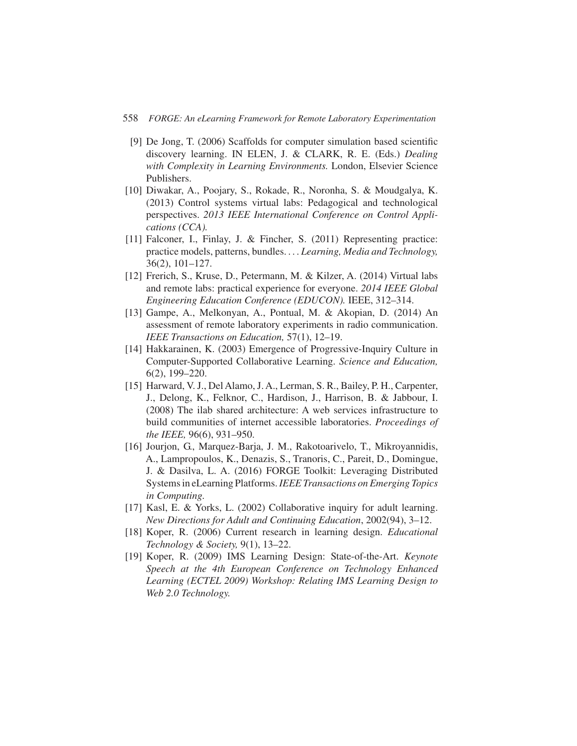[9] De Jong, T. (2006) Scaffolds for computer simulation based scientific discovery learning. IN ELEN, J. & CLARK, R. E. (Eds.) *Dealing with Complexity in Learning Environments.* London, Elsevier Science Publishers.

[10] Diwakar, A., Poojary, S., Rokade, R., Noronha, S. & Moudgalya, K. (2013) Control systems virtual labs: Pedagogical and technological perspectives. *2013 IEEE International Conference on Control Applications (CCA).*

[11] Falconer, I., Finlay, J. & Fincher, S. (2011) Representing practice: practice models, patterns, bundles. . . . *Learning, Media and Technology,* 36(2), 101–127.

[12] Frerich, S., Kruse, D., Petermann, M. & Kilzer, A. (2014) Virtual labs and remote labs: practical experience for everyone. *2014 IEEE Global Engineering Education Conference (EDUCON).* IEEE, 312–314.

[13] Gampe, A., Melkonyan, A., Pontual, M. & Akopian, D. (2014) An assessment of remote laboratory experiments in radio communication. *IEEE Transactions on Education,* 57(1), 12–19.

[14] Hakkarainen, K. (2003) Emergence of Progressive-Inquiry Culture in Computer-Supported Collaborative Learning. *Science and Education,* 6(2), 199–220.

[15] Harward, V. J., Del Alamo, J. A., Lerman, S. R., Bailey, P. H., Carpenter, J., Delong, K., Felknor, C., Hardison, J., Harrison, B. & Jabbour, I. (2008) The ilab shared architecture: A web services infrastructure to build communities of internet accessible laboratories. *Proceedings of the IEEE,* 96(6), 931–950.

[16] Jourjon, G., Marquez-Barja, J. M., Rakotoarivelo, T., Mikroyannidis, A., Lampropoulos, K., Denazis, S., Tranoris, C., Pareit, D., Domingue, J. & Dasilva, L. A. (2016) FORGE Toolkit: Leveraging Distributed Systems in eLearning Platforms. *IEEE Transactions on Emerging Topics in Computing.*

[17] Kasl, E. & Yorks, L. (2002) Collaborative inquiry for adult learning. *New Directions for Adult and Continuing Education*, 2002(94), 3–12.

[18] Koper, R. (2006) Current research in learning design. *Educational Technology & Society,* 9(1), 13–22.

[19] Koper, R. (2009) IMS Learning Design: State-of-the-Art. *Keynote Speech at the 4th European Conference on Technology Enhanced Learning (ECTEL 2009) Workshop: Relating IMS Learning Design to Web 2.0 Technology.*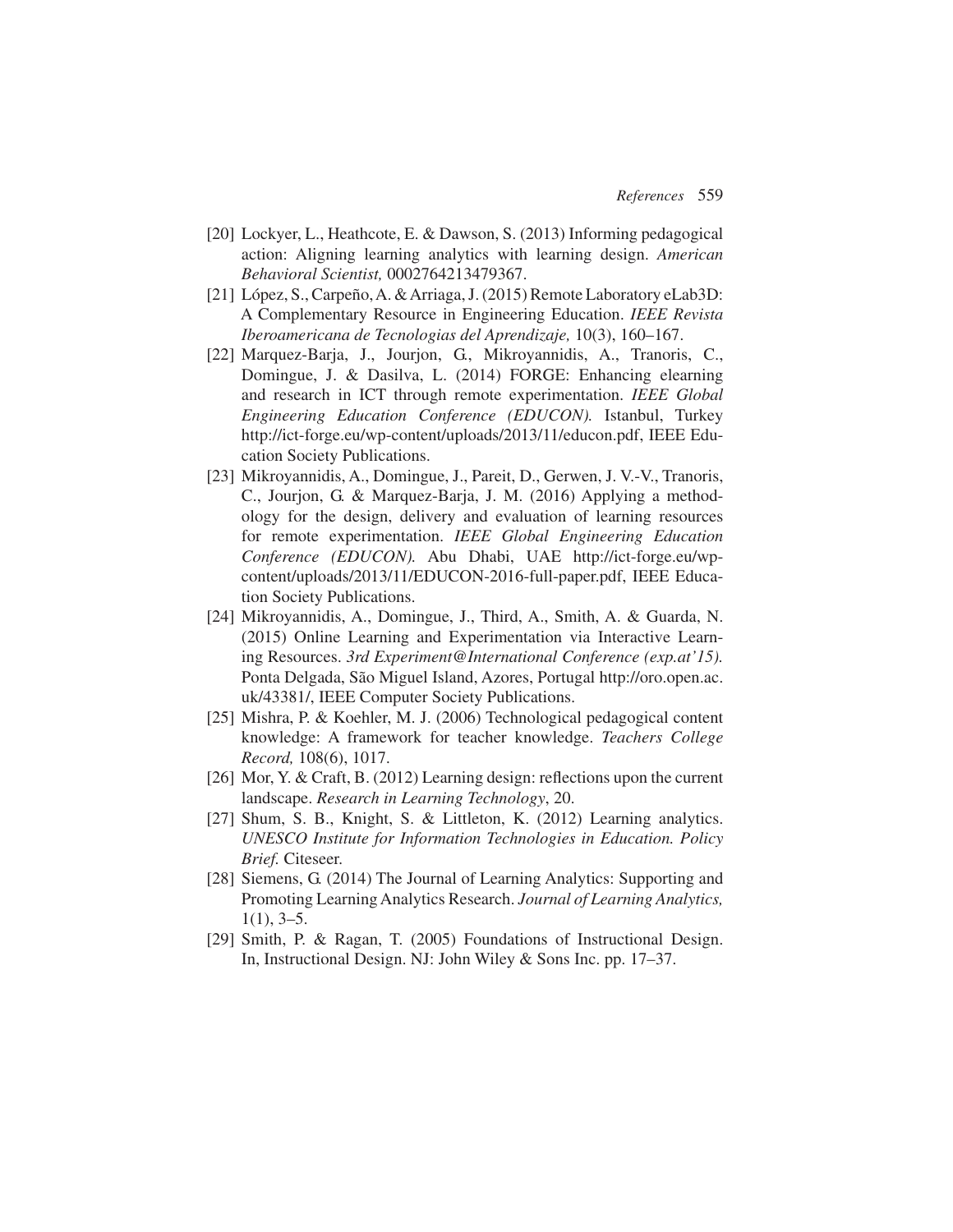[20] Lockyer, L., Heathcote, E. & Dawson, S. (2013) Informing pedagogical action: Aligning learning analytics with learning design. *American Behavioral Scientist,* 0002764213479367.

[21] López, S., Carpeño, A. & Arriaga, J. (2015) Remote Laboratory eLab3D: A Complementary Resource in Engineering Education. *IEEE Revista Iberoamericana de Tecnologias del Aprendizaje,* 10(3), 160–167.

[22] Marquez-Barja, J., Jourjon, G., Mikroyannidis, A., Tranoris, C., Domingue, J. & Dasilva, L. (2014) FORGE: Enhancing elearning and research in ICT through remote experimentation. *IEEE Global Engineering Education Conference (EDUCON).* Istanbul, Turkey http://ict-forge.eu/wp-content/uploads/2013/11/educon.pdf, IEEE Education Society Publications.

[23] Mikroyannidis, A., Domingue, J., Pareit, D., Gerwen, J. V.-V., Tranoris, C., Jourjon, G. & Marquez-Barja, J. M. (2016) Applying a methodology for the design, delivery and evaluation of learning resources for remote experimentation. *IEEE Global Engineering Education Conference (EDUCON).* Abu Dhabi, UAE http://ict-forge.eu/wp-content/uploads/2013/11/EDUCON-2016-full-paper.pdf, IEEE Education Society Publications.

[24] Mikroyannidis, A., Domingue, J., Third, A., Smith, A. & Guarda, N. (2015) Online Learning and Experimentation via Interactive Learning Resources. *3rd Experiment@International Conference (exp.at'15).* Ponta Delgada, São Miguel Island, Azores, Portugal http://oro.open.ac.uk/43381/, IEEE Computer Society Publications.

[25] Mishra, P. & Koehler, M. J. (2006) Technological pedagogical content knowledge: A framework for teacher knowledge. *Teachers College Record,* 108(6), 1017.

[26] Mor, Y. & Craft, B. (2012) Learning design: reflections upon the current landscape. *Research in Learning Technology*, 20.

[27] Shum, S. B., Knight, S. & Littleton, K. (2012) Learning analytics. *UNESCO Institute for Information Technologies in Education. Policy Brief.* Citeseer.

[28] Siemens, G. (2014) The Journal of Learning Analytics: Supporting and Promoting Learning Analytics Research. *Journal of Learning Analytics,* 1(1), 3–5.

[29] Smith, P. & Ragan, T. (2005) Foundations of Instructional Design. In, Instructional Design. NJ: John Wiley & Sons Inc. pp. 17–37.